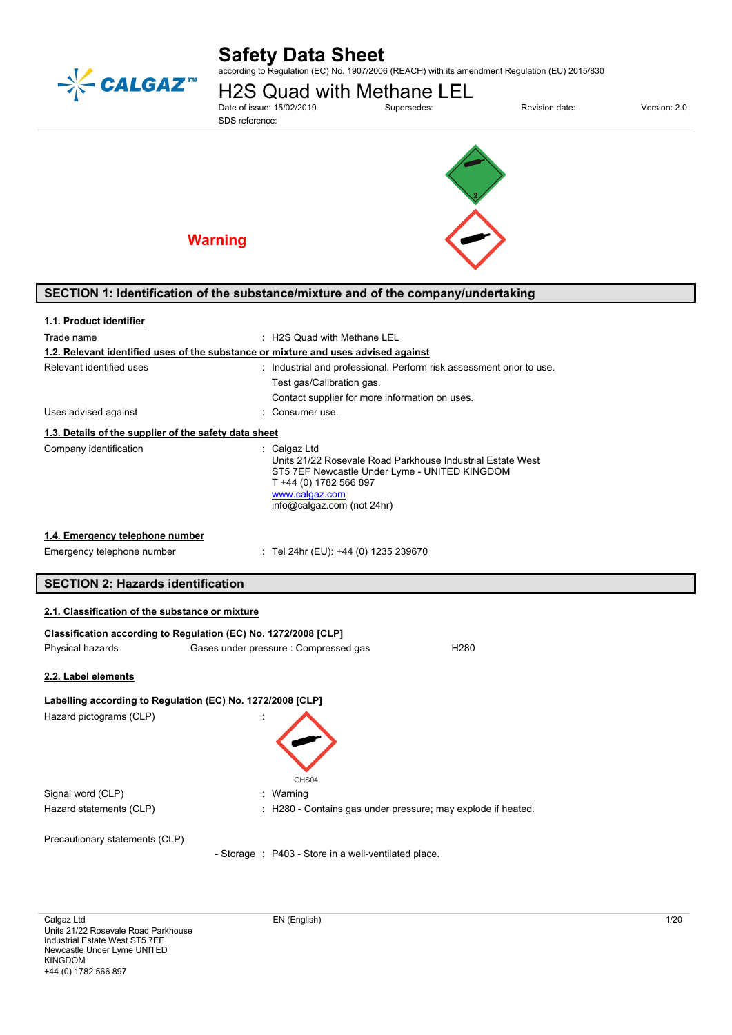# Safety Data Sheet

according to Regulation (EC) No. 1907/2006 (REACH) with its amendment Regulation (EU) 2015/830

# H2S Quad with Methane LEL

Date of issue: 15/02/2019 Supersedes: Revision date: Version: 2.0

SDS reference:

**Warning**

## SECTION 1: Identification of the substance/mixture and of the company/undertaking

### 1.1. Product identifier

Trade name : H2S Quad with Methane LEL

### 1.2. Relevant identified uses of the substance or mixture and uses advised against

Relevant identified uses : Industrial and professional. Perform risk assessment prior to use.
Test gas/Calibration gas.
Contact supplier for more information on uses.

Uses advised against : Consumer use.

### 1.3. Details of the supplier of the safety data sheet

Company identification : Calgaz Ltd
Units 21/22 Rosevale Road Parkhouse Industrial Estate West
ST5 7EF Newcastle Under Lyme - UNITED KINGDOM
T +44 (0) 1782 566 897
www.calgaz.com
info@calgaz.com (not 24hr)

### 1.4. Emergency telephone number

Emergency telephone number : Tel 24hr (EU): +44 (0) 1235 239670

## SECTION 2: Hazards identification

### 2.1. Classification of the substance or mixture

**Classification according to Regulation (EC) No. 1272/2008 [CLP]**

Physical hazards Gases under pressure : Compressed gas H280

### 2.2. Label elements

**Labelling according to Regulation (EC) No. 1272/2008 [CLP]**

Hazard pictograms (CLP) :

GHS04

Signal word (CLP) : Warning

Hazard statements (CLP) : H280 - Contains gas under pressure; may explode if heated.

Precautionary statements (CLP)

- Storage : P403 - Store in a well-ventilated place.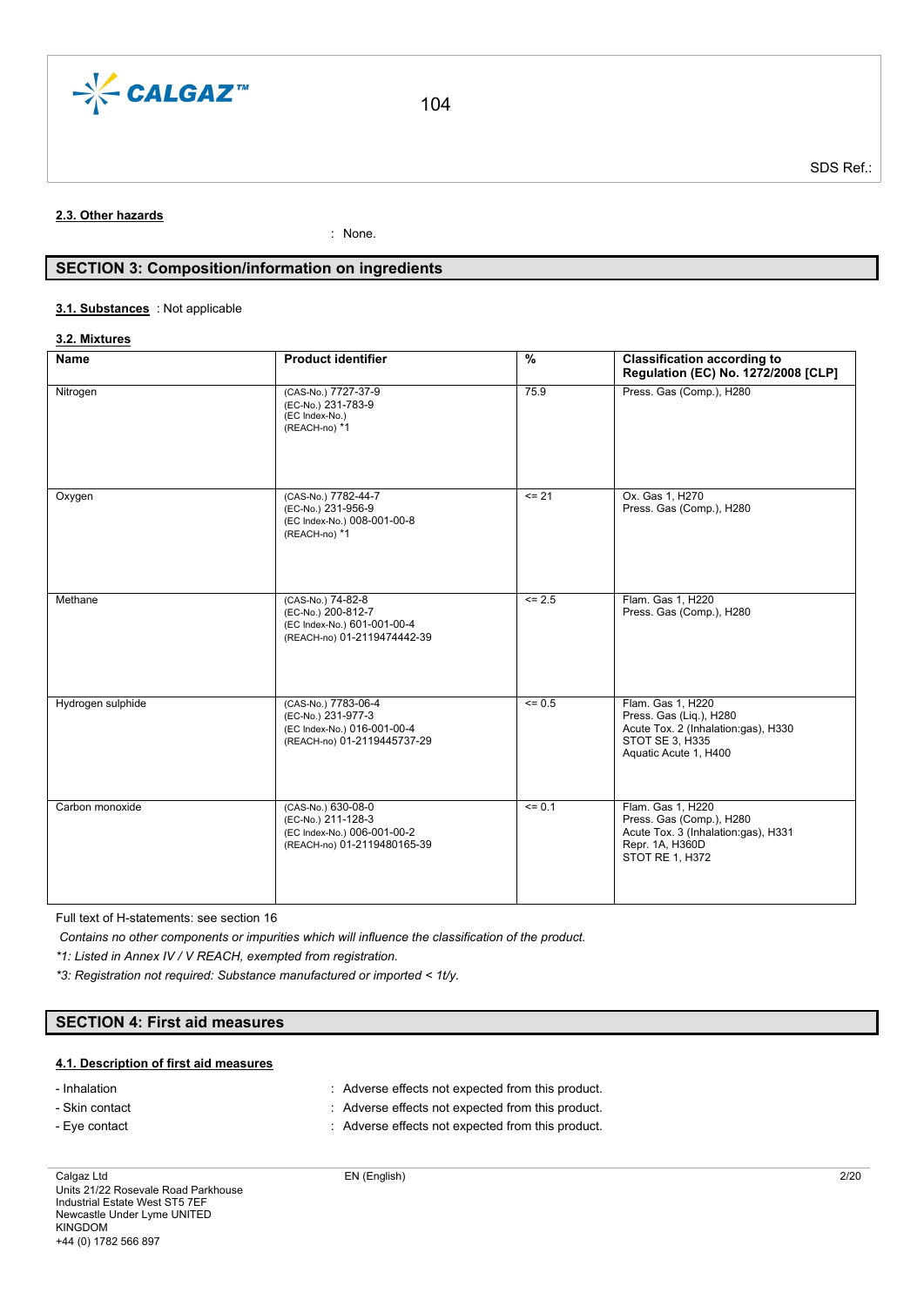#### 2.3. Other hazards

: None.

## SECTION 3: Composition/information on ingredients

**3.1. Substances** : Not applicable

**3.2. Mixtures**

| Name | Product identifier | % | Classification according to Regulation (EC) No. 1272/2008 [CLP] |
|---|---|---|---|
| Nitrogen | (CAS-No.) 7727-37-9<br>(EC-No.) 231-783-9<br>(EC Index-No.)<br>(REACH-no) *1 | 75.9 | Press. Gas (Comp.), H280 |
| Oxygen | (CAS-No.) 7782-44-7<br>(EC-No.) 231-956-9<br>(EC Index-No.) 008-001-00-8<br>(REACH-no) *1 | <= 21 | Ox. Gas 1, H270<br>Press. Gas (Comp.), H280 |
| Methane | (CAS-No.) 74-82-8<br>(EC-No.) 200-812-7<br>(EC Index-No.) 601-001-00-4<br>(REACH-no) 01-2119474442-39 | <= 2.5 | Flam. Gas 1, H220<br>Press. Gas (Comp.), H280 |
| Hydrogen sulphide | (CAS-No.) 7783-06-4<br>(EC-No.) 231-977-3<br>(EC Index-No.) 016-001-00-4<br>(REACH-no) 01-2119445737-29 | <= 0.5 | Flam. Gas 1, H220<br>Press. Gas (Liq.), H280<br>Acute Tox. 2 (Inhalation:gas), H330<br>STOT SE 3, H335<br>Aquatic Acute 1, H400 |
| Carbon monoxide | (CAS-No.) 630-08-0<br>(EC-No.) 211-128-3<br>(EC Index-No.) 006-001-00-2<br>(REACH-no) 01-2119480165-39 | <= 0.1 | Flam. Gas 1, H220<br>Press. Gas (Comp.), H280<br>Acute Tox. 3 (Inhalation:gas), H331<br>Repr. 1A, H360D<br>STOT RE 1, H372 |

Full text of H-statements: see section 16

*Contains no other components or impurities which will influence the classification of the product.*

**1: Listed in Annex IV / V REACH, exempted from registration.*

**3: Registration not required: Substance manufactured or imported < 1t/y.*

## SECTION 4: First aid measures

#### 4.1. Description of first aid measures

- Inhalation : Adverse effects not expected from this product.
- Skin contact : Adverse effects not expected from this product.
- Eye contact : Adverse effects not expected from this product.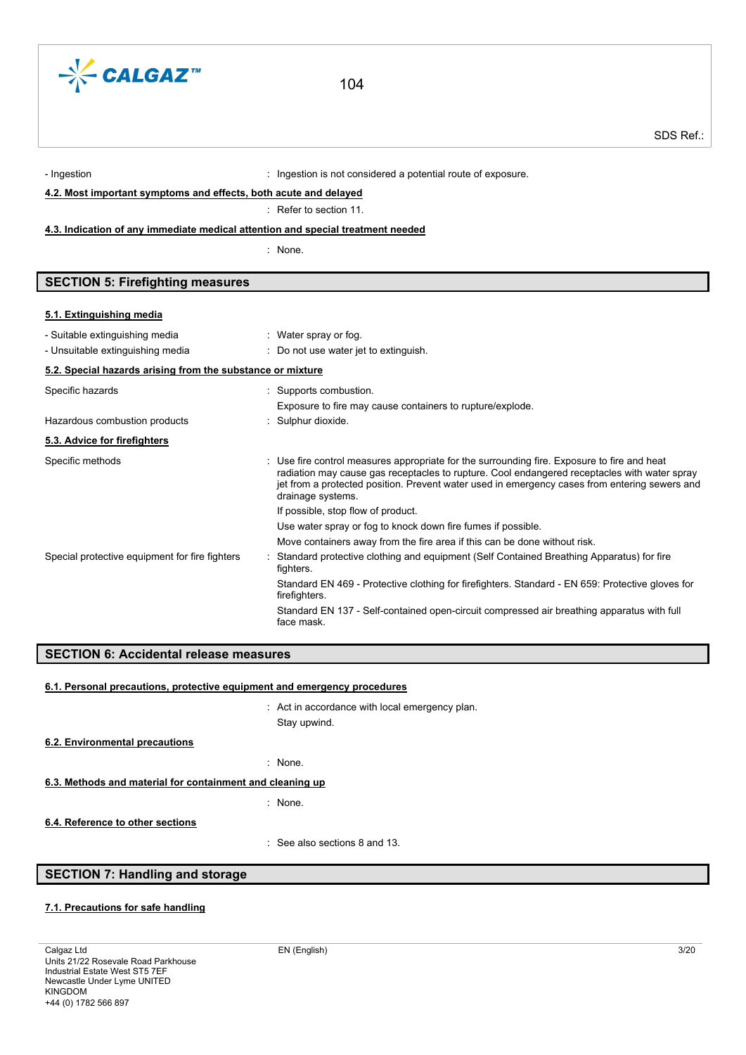- Ingestion : Ingestion is not considered a potential route of exposure.

**4.2. Most important symptoms and effects, both acute and delayed**

: Refer to section 11.

**4.3. Indication of any immediate medical attention and special treatment needed**

: None.

## SECTION 5: Firefighting measures

**5.1. Extinguishing media**

- Suitable extinguishing media : Water spray or fog.
- Unsuitable extinguishing media : Do not use water jet to extinguish.

**5.2. Special hazards arising from the substance or mixture**

Specific hazards : Supports combustion.
Exposure to fire may cause containers to rupture/explode.

Hazardous combustion products : Sulphur dioxide.

**5.3. Advice for firefighters**

Specific methods : Use fire control measures appropriate for the surrounding fire. Exposure to fire and heat radiation may cause gas receptacles to rupture. Cool endangered receptacles with water spray jet from a protected position. Prevent water used in emergency cases from entering sewers and drainage systems.

If possible, stop flow of product.

Use water spray or fog to knock down fire fumes if possible.

Move containers away from the fire area if this can be done without risk.

Special protective equipment for fire fighters : Standard protective clothing and equipment (Self Contained Breathing Apparatus) for fire fighters.

Standard EN 469 - Protective clothing for firefighters. Standard - EN 659: Protective gloves for firefighters.

Standard EN 137 - Self-contained open-circuit compressed air breathing apparatus with full face mask.

## SECTION 6: Accidental release measures

**6.1. Personal precautions, protective equipment and emergency procedures**

: Act in accordance with local emergency plan.
Stay upwind.

**6.2. Environmental precautions**

: None.

**6.3. Methods and material for containment and cleaning up**

: None.

**6.4. Reference to other sections**

: See also sections 8 and 13.

## SECTION 7: Handling and storage

**7.1. Precautions for safe handling**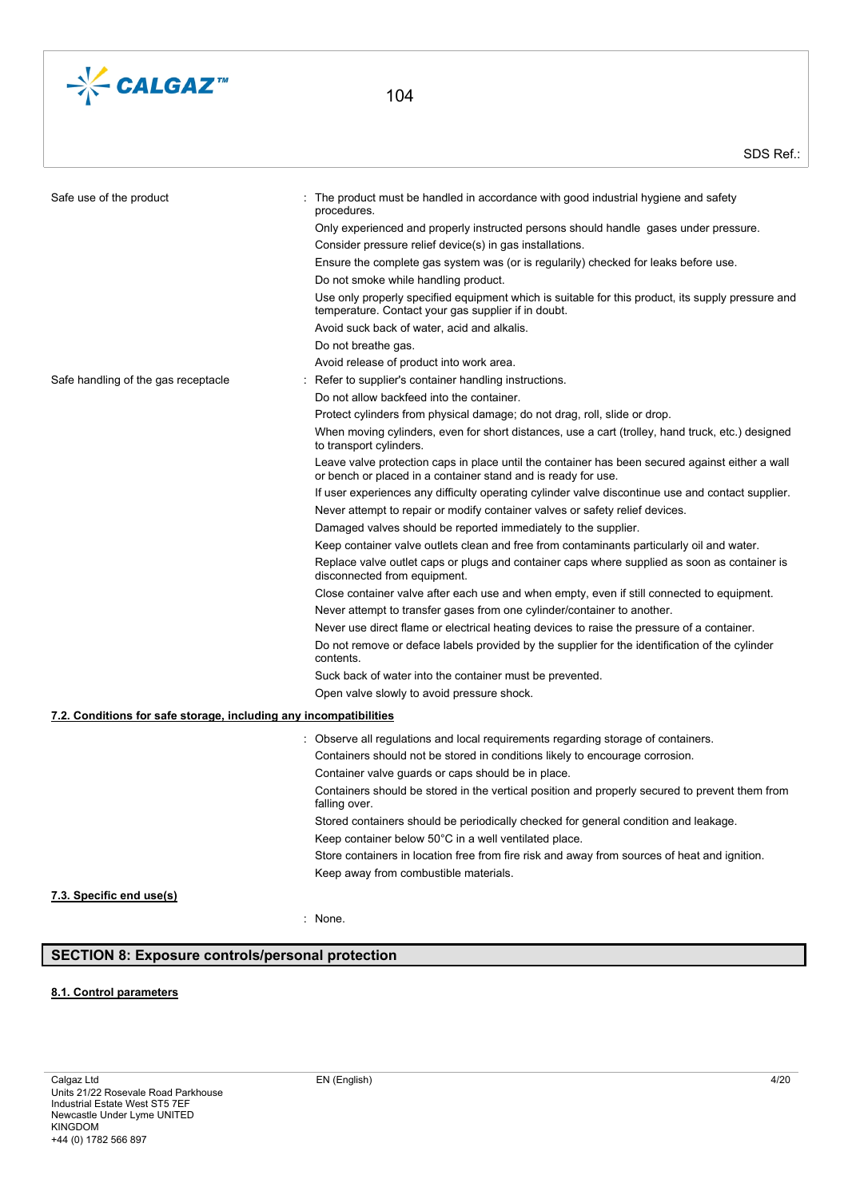Safe use of the product : The product must be handled in accordance with good industrial hygiene and safety procedures.

Only experienced and properly instructed persons should handle gases under pressure.

Consider pressure relief device(s) in gas installations.

Ensure the complete gas system was (or is regularily) checked for leaks before use.

Do not smoke while handling product.

Use only properly specified equipment which is suitable for this product, its supply pressure and temperature. Contact your gas supplier if in doubt.

Avoid suck back of water, acid and alkalis.

Do not breathe gas.

Avoid release of product into work area.

Safe handling of the gas receptacle : Refer to supplier's container handling instructions.

Do not allow backfeed into the container.

Protect cylinders from physical damage; do not drag, roll, slide or drop.

When moving cylinders, even for short distances, use a cart (trolley, hand truck, etc.) designed to transport cylinders.

Leave valve protection caps in place until the container has been secured against either a wall or bench or placed in a container stand and is ready for use.

If user experiences any difficulty operating cylinder valve discontinue use and contact supplier.

Never attempt to repair or modify container valves or safety relief devices.

Damaged valves should be reported immediately to the supplier.

Keep container valve outlets clean and free from contaminants particularly oil and water.

Replace valve outlet caps or plugs and container caps where supplied as soon as container is disconnected from equipment.

Close container valve after each use and when empty, even if still connected to equipment.

Never attempt to transfer gases from one cylinder/container to another.

Never use direct flame or electrical heating devices to raise the pressure of a container.

Do not remove or deface labels provided by the supplier for the identification of the cylinder contents.

Suck back of water into the container must be prevented.

Open valve slowly to avoid pressure shock.

### 7.2. Conditions for safe storage, including any incompatibilities

: Observe all regulations and local requirements regarding storage of containers.

Containers should not be stored in conditions likely to encourage corrosion.

Container valve guards or caps should be in place.

Containers should be stored in the vertical position and properly secured to prevent them from falling over.

Stored containers should be periodically checked for general condition and leakage.

Keep container below 50°C in a well ventilated place.

Store containers in location free from fire risk and away from sources of heat and ignition.

Keep away from combustible materials.

### 7.3. Specific end use(s)

: None.

## SECTION 8: Exposure controls/personal protection

### 8.1. Control parameters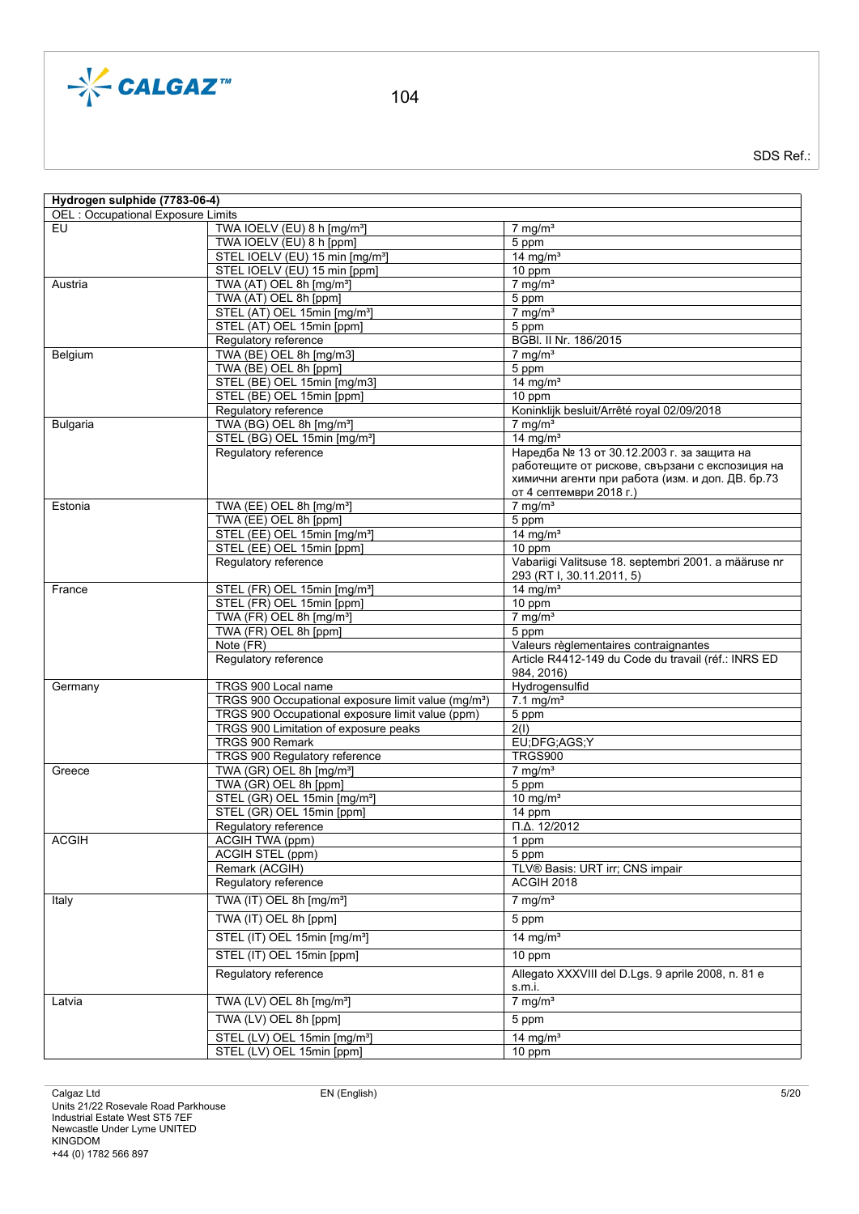| Hydrogen sulphide (7783-06-4) | | |
|---|---|---|
| OEL : Occupational Exposure Limits | | |
| EU | TWA IOELV (EU) 8 h [mg/m³] | 7 mg/m³ |
| | TWA IOELV (EU) 8 h [ppm] | 5 ppm |
| | STEL IOELV (EU) 15 min [mg/m³] | 14 mg/m³ |
| | STEL IOELV (EU) 15 min [ppm] | 10 ppm |
| Austria | TWA (AT) OEL 8h [mg/m³] | 7 mg/m³ |
| | TWA (AT) OEL 8h [ppm] | 5 ppm |
| | STEL (AT) OEL 15min [mg/m³] | 7 mg/m³ |
| | STEL (AT) OEL 15min [ppm] | 5 ppm |
| | Regulatory reference | BGBl. II Nr. 186/2015 |
| Belgium | TWA (BE) OEL 8h [mg/m3] | 7 mg/m³ |
| | TWA (BE) OEL 8h [ppm] | 5 ppm |
| | STEL (BE) OEL 15min [mg/m3] | 14 mg/m³ |
| | STEL (BE) OEL 15min [ppm] | 10 ppm |
| | Regulatory reference | Koninklijk besluit/Arrêté royal 02/09/2018 |
| Bulgaria | TWA (BG) OEL 8h [mg/m³] | 7 mg/m³ |
| | STEL (BG) OEL 15min [mg/m³] | 14 mg/m³ |
| | Regulatory reference | Наредба № 13 от 30.12.2003 г. за защита на работещите от рискове, свързани с експозиция на химични агенти при работа (изм. и доп. ДВ. бр.73 от 4 септември 2018 г.) |
| Estonia | TWA (EE) OEL 8h [mg/m³] | 7 mg/m³ |
| | TWA (EE) OEL 8h [ppm] | 5 ppm |
| | STEL (EE) OEL 15min [mg/m³] | 14 mg/m³ |
| | STEL (EE) OEL 15min [ppm] | 10 ppm |
| | Regulatory reference | Vabariigi Valitsuse 18. septembri 2001. a määruse nr 293 (RT I, 30.11.2011, 5) |
| France | STEL (FR) OEL 15min [mg/m³] | 14 mg/m³ |
| | STEL (FR) OEL 15min [ppm] | 10 ppm |
| | TWA (FR) OEL 8h [mg/m³] | 7 mg/m³ |
| | TWA (FR) OEL 8h [ppm] | 5 ppm |
| | Note (FR) | Valeurs règlementaires contraignantes |
| | Regulatory reference | Article R4412-149 du Code du travail (réf.: INRS ED 984, 2016) |
| Germany | TRGS 900 Local name | Hydrogensulfid |
| | TRGS 900 Occupational exposure limit value (mg/m³) | 7.1 mg/m³ |
| | TRGS 900 Occupational exposure limit value (ppm) | 5 ppm |
| | TRGS 900 Limitation of exposure peaks | 2(I) |
| | TRGS 900 Remark | EU;DFG;AGS;Y |
| | TRGS 900 Regulatory reference | TRGS900 |
| Greece | TWA (GR) OEL 8h [mg/m³] | 7 mg/m³ |
| | TWA (GR) OEL 8h [ppm] | 5 ppm |
| | STEL (GR) OEL 15min [mg/m³] | 10 mg/m³ |
| | STEL (GR) OEL 15min [ppm] | 14 ppm |
| | Regulatory reference | Π.Δ. 12/2012 |
| ACGIH | ACGIH TWA (ppm) | 1 ppm |
| | ACGIH STEL (ppm) | 5 ppm |
| | Remark (ACGIH) | TLV® Basis: URT irr; CNS impair |
| | Regulatory reference | ACGIH 2018 |
| Italy | TWA (IT) OEL 8h [mg/m³] | 7 mg/m³ |
| | TWA (IT) OEL 8h [ppm] | 5 ppm |
| | STEL (IT) OEL 15min [mg/m³] | 14 mg/m³ |
| | STEL (IT) OEL 15min [ppm] | 10 ppm |
| | Regulatory reference | Allegato XXXVIII del D.Lgs. 9 aprile 2008, n. 81 e s.m.i. |
| Latvia | TWA (LV) OEL 8h [mg/m³] | 7 mg/m³ |
| | TWA (LV) OEL 8h [ppm] | 5 ppm |
| | STEL (LV) OEL 15min [mg/m³] | 14 mg/m³ |
| | STEL (LV) OEL 15min [ppm] | 10 ppm |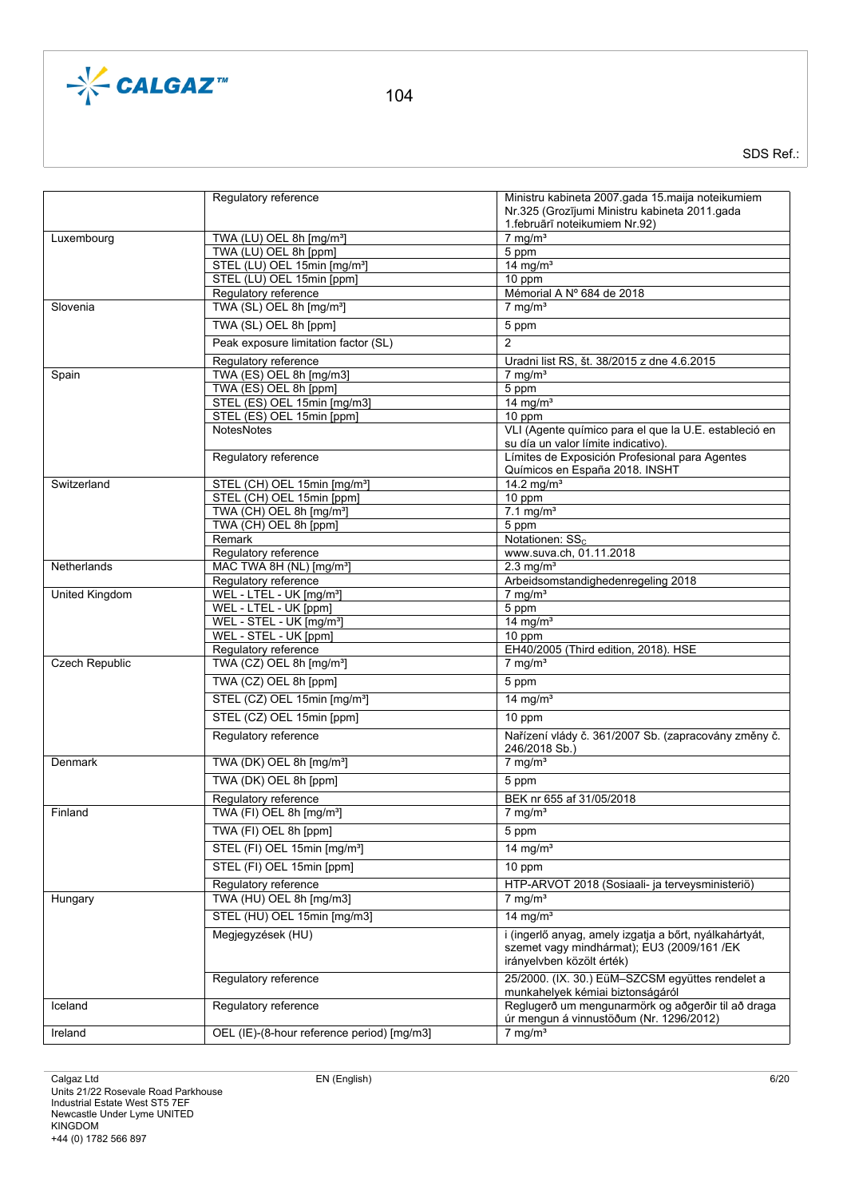| | | |
|---|---|---|
| | Regulatory reference | Ministru kabineta 2007.gada 15.maija noteikumiem Nr.325 (Grozījumi Ministru kabineta 2011.gada 1.februārī noteikumiem Nr.92) |
| Luxembourg | TWA (LU) OEL 8h [mg/m³] | 7 mg/m³ |
| | TWA (LU) OEL 8h [ppm] | 5 ppm |
| | STEL (LU) OEL 15min [mg/m³] | 14 mg/m³ |
| | STEL (LU) OEL 15min [ppm] | 10 ppm |
| | Regulatory reference | Mémorial A Nº 684 de 2018 |
| Slovenia | TWA (SL) OEL 8h [mg/m³] | 7 mg/m³ |
| | TWA (SL) OEL 8h [ppm] | 5 ppm |
| | Peak exposure limitation factor (SL) | 2 |
| | Regulatory reference | Uradni list RS, št. 38/2015 z dne 4.6.2015 |
| Spain | TWA (ES) OEL 8h [mg/m3] | 7 mg/m³ |
| | TWA (ES) OEL 8h [ppm] | 5 ppm |
| | STEL (ES) OEL 15min [mg/m3] | 14 mg/m³ |
| | STEL (ES) OEL 15min [ppm] | 10 ppm |
| | NotesNotes | VLI (Agente químico para el que la U.E. estableció en su día un valor límite indicativo). |
| | Regulatory reference | Límites de Exposición Profesional para Agentes Químicos en España 2018. INSHT |
| Switzerland | STEL (CH) OEL 15min [mg/m³] | 14.2 mg/m³ |
| | STEL (CH) OEL 15min [ppm] | 10 ppm |
| | TWA (CH) OEL 8h [mg/m³] | 7.1 mg/m³ |
| | TWA (CH) OEL 8h [ppm] | 5 ppm |
| | Remark | Notationen: $SS_C$ |
| | Regulatory reference | www.suva.ch, 01.11.2018 |
| Netherlands | MAC TWA 8H (NL) [mg/m³] | 2.3 mg/m³ |
| | Regulatory reference | Arbeidsomstandighedenregeling 2018 |
| United Kingdom | WEL - LTEL - UK [mg/m³] | 7 mg/m³ |
| | WEL - LTEL - UK [ppm] | 5 ppm |
| | WEL - STEL - UK [mg/m³] | 14 mg/m³ |
| | WEL - STEL - UK [ppm] | 10 ppm |
| | Regulatory reference | EH40/2005 (Third edition, 2018). HSE |
| Czech Republic | TWA (CZ) OEL 8h [mg/m³] | 7 mg/m³ |
| | TWA (CZ) OEL 8h [ppm] | 5 ppm |
| | STEL (CZ) OEL 15min [mg/m³] | 14 mg/m³ |
| | STEL (CZ) OEL 15min [ppm] | 10 ppm |
| | Regulatory reference | Nařízení vlády č. 361/2007 Sb. (zapracovány změny č. 246/2018 Sb.) |
| Denmark | TWA (DK) OEL 8h [mg/m³] | 7 mg/m³ |
| | TWA (DK) OEL 8h [ppm] | 5 ppm |
| | Regulatory reference | BEK nr 655 af 31/05/2018 |
| Finland | TWA (FI) OEL 8h [mg/m³] | 7 mg/m³ |
| | TWA (FI) OEL 8h [ppm] | 5 ppm |
| | STEL (FI) OEL 15min [mg/m³] | 14 mg/m³ |
| | STEL (FI) OEL 15min [ppm] | 10 ppm |
| | Regulatory reference | HTP-ARVOT 2018 (Sosiaali- ja terveysministeriö) |
| Hungary | TWA (HU) OEL 8h [mg/m3] | 7 mg/m³ |
| | STEL (HU) OEL 15min [mg/m3] | 14 mg/m³ |
| | Megjegyzések (HU) | i (ingerlő anyag, amely izgatja a bőrt, nyálkahártyát, szemet vagy mindhármat); EU3 (2009/161 /EK irányelvben közölt érték) |
| | Regulatory reference | 25/2000. (IX. 30.) EüM–SZCSM együttes rendelet a munkahelyek kémiai biztonságáról |
| Iceland | Regulatory reference | Reglugerð um mengunarmörk og aðgerðir til að draga úr mengun á vinnustöðum (Nr. 1296/2012) |
| Ireland | OEL (IE)-(8-hour reference period) [mg/m3] | 7 mg/m³ |

Calgaz Ltd
Units 21/22 Rosevale Road Parkhouse
Industrial Estate West ST5 7EF
Newcastle Under Lyme UNITED KINGDOM
+44 (0) 1782 566 897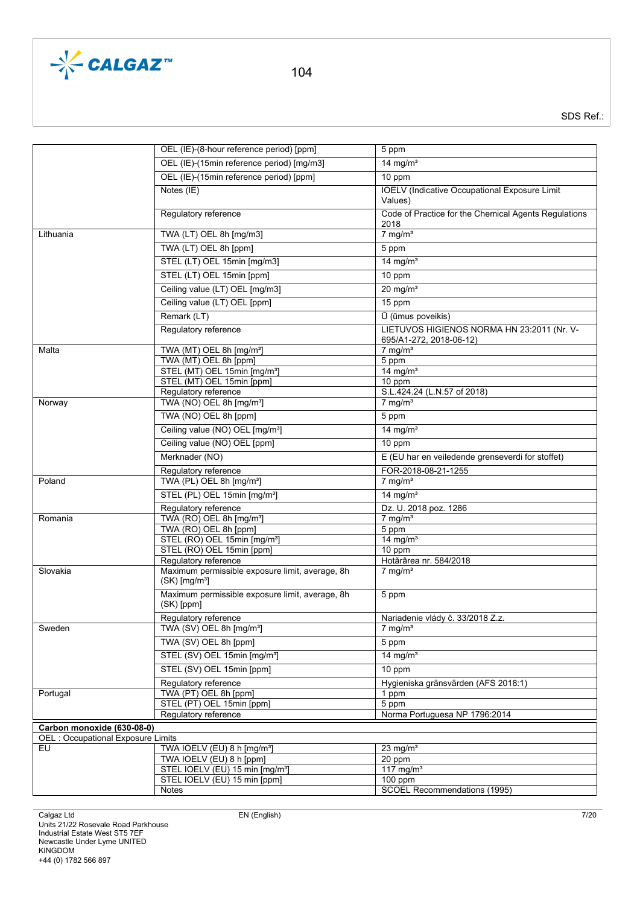| | | |
|---|---|---|
| | OEL (IE)-(8-hour reference period) [ppm] | 5 ppm |
| | OEL (IE)-(15min reference period) [mg/m3] | 14 mg/m³ |
| | OEL (IE)-(15min reference period) [ppm] | 10 ppm |
| | Notes (IE) | IOELV (Indicative Occupational Exposure Limit Values) |
| | Regulatory reference | Code of Practice for the Chemical Agents Regulations 2018 |
| Lithuania | TWA (LT) OEL 8h [mg/m3] | 7 mg/m³ |
| | TWA (LT) OEL 8h [ppm] | 5 ppm |
| | STEL (LT) OEL 15min [mg/m3] | 14 mg/m³ |
| | STEL (LT) OEL 15min [ppm] | 10 ppm |
| | Ceiling value (LT) OEL [mg/m3] | 20 mg/m³ |
| | Ceiling value (LT) OEL [ppm] | 15 ppm |
| | Remark (LT) | Ū (ūmus poveikis) |
| | Regulatory reference | LIETUVOS HIGIENOS NORMA HN 23:2011 (Nr. V-695/A1-272, 2018-06-12) |
| Malta | TWA (MT) OEL 8h [mg/m³] | 7 mg/m³ |
| | TWA (MT) OEL 8h [ppm] | 5 ppm |
| | STEL (MT) OEL 15min [mg/m³] | 14 mg/m³ |
| | STEL (MT) OEL 15min [ppm] | 10 ppm |
| | Regulatory reference | S.L.424.24 (L.N.57 of 2018) |
| Norway | TWA (NO) OEL 8h [mg/m³] | 7 mg/m³ |
| | TWA (NO) OEL 8h [ppm] | 5 ppm |
| | Ceiling value (NO) OEL [mg/m³] | 14 mg/m³ |
| | Ceiling value (NO) OEL [ppm] | 10 ppm |
| | Merknader (NO) | E (EU har en veiledende grenseverdi for stoffet) |
| | Regulatory reference | FOR-2018-08-21-1255 |
| Poland | TWA (PL) OEL 8h [mg/m³] | 7 mg/m³ |
| | STEL (PL) OEL 15min [mg/m³] | 14 mg/m³ |
| | Regulatory reference | Dz. U. 2018 poz. 1286 |
| Romania | TWA (RO) OEL 8h [mg/m³] | 7 mg/m³ |
| | TWA (RO) OEL 8h [ppm] | 5 ppm |
| | STEL (RO) OEL 15min [mg/m³] | 14 mg/m³ |
| | STEL (RO) OEL 15min [ppm] | 10 ppm |
| | Regulatory reference | Hotărârea nr. 584/2018 |
| Slovakia | Maximum permissible exposure limit, average, 8h (SK) [mg/m³] | 7 mg/m³ |
| | Maximum permissible exposure limit, average, 8h (SK) [ppm] | 5 ppm |
| | Regulatory reference | Nariadenie vlády č. 33/2018 Z.z. |
| Sweden | TWA (SV) OEL 8h [mg/m³] | 7 mg/m³ |
| | TWA (SV) OEL 8h [ppm] | 5 ppm |
| | STEL (SV) OEL 15min [mg/m³] | 14 mg/m³ |
| | STEL (SV) OEL 15min [ppm] | 10 ppm |
| | Regulatory reference | Hygieniska gränsvärden (AFS 2018:1) |
| Portugal | TWA (PT) OEL 8h [ppm] | 1 ppm |
| | STEL (PT) OEL 15min [ppm] | 5 ppm |
| | Regulatory reference | Norma Portuguesa NP 1796:2014 |

| **Carbon monoxide (630-08-0)** | | |
|---|---|---|
| OEL : Occupational Exposure Limits | | |
| EU | TWA IOELV (EU) 8 h [mg/m³] | 23 mg/m³ |
| | TWA IOELV (EU) 8 h [ppm] | 20 ppm |
| | STEL IOELV (EU) 15 min [mg/m³] | 117 mg/m³ |
| | STEL IOELV (EU) 15 min [ppm] | 100 ppm |
| | Notes | SCOEL Recommendations (1995) |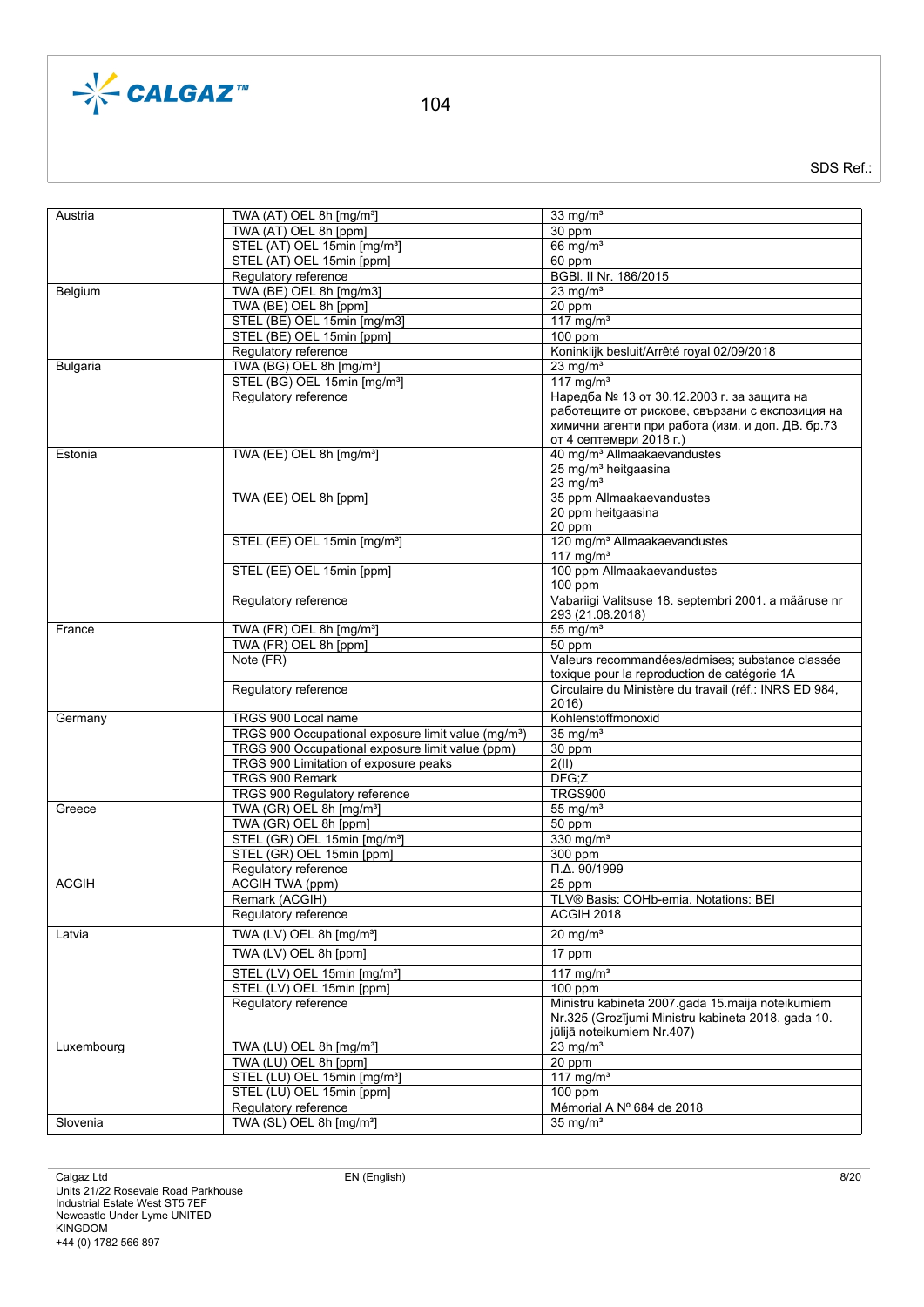| | | |
|---|---|---|
| Austria | TWA (AT) OEL 8h [mg/m³] | 33 mg/m³ |
| | TWA (AT) OEL 8h [ppm] | 30 ppm |
| | STEL (AT) OEL 15min [mg/m³] | 66 mg/m³ |
| | STEL (AT) OEL 15min [ppm] | 60 ppm |
| | Regulatory reference | BGBl. II Nr. 186/2015 |
| Belgium | TWA (BE) OEL 8h [mg/m3] | 23 mg/m³ |
| | TWA (BE) OEL 8h [ppm] | 20 ppm |
| | STEL (BE) OEL 15min [mg/m3] | 117 mg/m³ |
| | STEL (BE) OEL 15min [ppm] | 100 ppm |
| | Regulatory reference | Koninklijk besluit/Arrêté royal 02/09/2018 |
| Bulgaria | TWA (BG) OEL 8h [mg/m³] | 23 mg/m³ |
| | STEL (BG) OEL 15min [mg/m³] | 117 mg/m³ |
| | Regulatory reference | Наредба № 13 от 30.12.2003 г. за защита на работещите от рискове, свързани с експозиция на химични агенти при работа (изм. и доп. ДВ. бр.73 от 4 септември 2018 г.) |
| Estonia | TWA (EE) OEL 8h [mg/m³] | 40 mg/m³ Allmaakaevandustes<br>25 mg/m³ heitgaasina<br>23 mg/m³ |
| | TWA (EE) OEL 8h [ppm] | 35 ppm Allmaakaevandustes<br>20 ppm heitgaasina<br>20 ppm |
| | STEL (EE) OEL 15min [mg/m³] | 120 mg/m³ Allmaakaevandustes<br>117 mg/m³ |
| | STEL (EE) OEL 15min [ppm] | 100 ppm Allmaakaevandustes<br>100 ppm |
| | Regulatory reference | Vabariigi Valitsuse 18. septembri 2001. a määruse nr 293 (21.08.2018) |
| France | TWA (FR) OEL 8h [mg/m³] | 55 mg/m³ |
| | TWA (FR) OEL 8h [ppm] | 50 ppm |
| | Note (FR) | Valeurs recommandées/admises; substance classée toxique pour la reproduction de catégorie 1A |
| | Regulatory reference | Circulaire du Ministère du travail (réf.: INRS ED 984, 2016) |
| Germany | TRGS 900 Local name | Kohlenstoffmonoxid |
| | TRGS 900 Occupational exposure limit value (mg/m³) | 35 mg/m³ |
| | TRGS 900 Occupational exposure limit value (ppm) | 30 ppm |
| | TRGS 900 Limitation of exposure peaks | 2(II) |
| | TRGS 900 Remark | DFG;Z |
| | TRGS 900 Regulatory reference | TRGS900 |
| Greece | TWA (GR) OEL 8h [mg/m³] | 55 mg/m³ |
| | TWA (GR) OEL 8h [ppm] | 50 ppm |
| | STEL (GR) OEL 15min [mg/m³] | 330 mg/m³ |
| | STEL (GR) OEL 15min [ppm] | 300 ppm |
| | Regulatory reference | Π.Δ. 90/1999 |
| ACGIH | ACGIH TWA (ppm) | 25 ppm |
| | Remark (ACGIH) | TLV® Basis: COHb-emia. Notations: BEI |
| | Regulatory reference | ACGIH 2018 |
| Latvia | TWA (LV) OEL 8h [mg/m³] | 20 mg/m³ |
| | TWA (LV) OEL 8h [ppm] | 17 ppm |
| | STEL (LV) OEL 15min [mg/m³] | 117 mg/m³ |
| | STEL (LV) OEL 15min [ppm] | 100 ppm |
| | Regulatory reference | Ministru kabineta 2007.gada 15.maija noteikumiem Nr.325 (Grozījumi Ministru kabineta 2018. gada 10. jūlijā noteikumiem Nr.407) |
| Luxembourg | TWA (LU) OEL 8h [mg/m³] | 23 mg/m³ |
| | TWA (LU) OEL 8h [ppm] | 20 ppm |
| | STEL (LU) OEL 15min [mg/m³] | 117 mg/m³ |
| | STEL (LU) OEL 15min [ppm] | 100 ppm |
| | Regulatory reference | Mémorial A Nº 684 de 2018 |
| Slovenia | TWA (SL) OEL 8h [mg/m³] | 35 mg/m³ |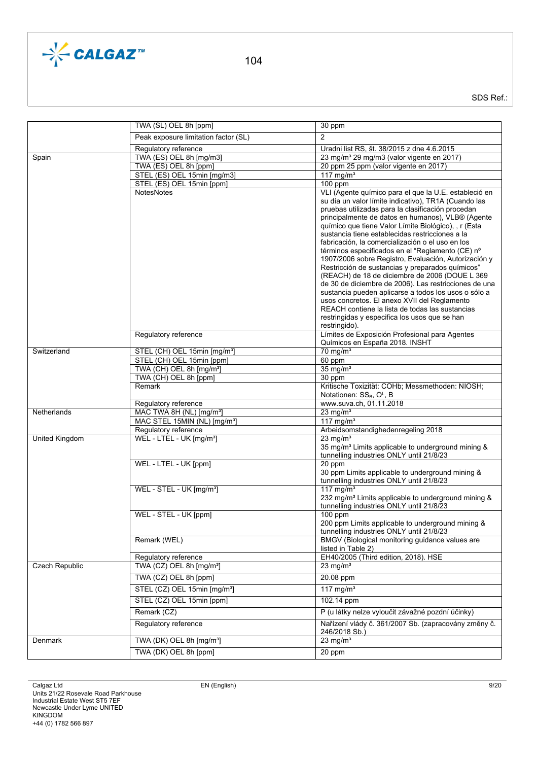|  |  |  |
|---|---|---|
|  | TWA (SL) OEL 8h [ppm] | 30 ppm |
|  | Peak exposure limitation factor (SL) | 2 |
|  | Regulatory reference | Uradni list RS, št. 38/2015 z dne 4.6.2015 |
| Spain | TWA (ES) OEL 8h [mg/m3] | 23 mg/m³ 29 mg/m3 (valor vigente en 2017) |
|  | TWA (ES) OEL 8h [ppm] | 20 ppm 25 ppm (valor vigente en 2017) |
|  | STEL (ES) OEL 15min [mg/m3] | 117 mg/m³ |
|  | STEL (ES) OEL 15min [ppm] | 100 ppm |
|  | NotesNotes | VLI (Agente químico para el que la U.E. estableció en su día un valor límite indicativo), TR1A (Cuando las pruebas utilizadas para la clasificación procedan principalmente de datos en humanos), VLB® (Agente químico que tiene Valor Límite Biológico), , r (Esta sustancia tiene establecidas restricciones a la fabricación, la comercialización o el uso en los términos especificados en el “Reglamento (CE) nº 1907/2006 sobre Registro, Evaluación, Autorización y Restricción de sustancias y preparados químicos" (REACH) de 18 de diciembre de 2006 (DOUE L 369 de 30 de diciembre de 2006). Las restricciones de una sustancia pueden aplicarse a todos los usos o sólo a usos concretos. El anexo XVII del Reglamento REACH contiene la lista de todas las sustancias restringidas y especifica los usos que se han restringido). |
|  | Regulatory reference | Límites de Exposición Profesional para Agentes Químicos en España 2018. INSHT |
| Switzerland | STEL (CH) OEL 15min [mg/m³] | 70 mg/m³ |
|  | STEL (CH) OEL 15min [ppm] | 60 ppm |
|  | TWA (CH) OEL 8h [mg/m³] | 35 mg/m³ |
|  | TWA (CH) OEL 8h [ppm] | 30 ppm |
|  | Remark | Kritische Toxizität: COHb; Messmethoden: NIOSH; Notationen: $SS_B$, $O^L$, B |
|  | Regulatory reference | www.suva.ch, 01.11.2018 |
| Netherlands | MAC TWA 8H (NL) [mg/m³] | 23 mg/m³ |
|  | MAC STEL 15MIN (NL) [mg/m³] | 117 mg/m³ |
|  | Regulatory reference | Arbeidsomstandighedenregeling 2018 |
| United Kingdom | WEL - LTEL - UK [mg/m³] | 23 mg/m³<br>35 mg/m³ Limits applicable to underground mining & tunnelling industries ONLY until 21/8/23 |
|  | WEL - LTEL - UK [ppm] | 20 ppm<br>30 ppm Limits applicable to underground mining & tunnelling industries ONLY until 21/8/23 |
|  | WEL - STEL - UK [mg/m³] | 117 mg/m³<br>232 mg/m³ Limits applicable to underground mining & tunnelling industries ONLY until 21/8/23 |
|  | WEL - STEL - UK [ppm] | 100 ppm<br>200 ppm Limits applicable to underground mining & tunnelling industries ONLY until 21/8/23 |
|  | Remark (WEL) | BMGV (Biological monitoring guidance values are listed in Table 2) |
|  | Regulatory reference | EH40/2005 (Third edition, 2018). HSE |
| Czech Republic | TWA (CZ) OEL 8h [mg/m³] | 23 mg/m³ |
|  | TWA (CZ) OEL 8h [ppm] | 20.08 ppm |
|  | STEL (CZ) OEL 15min [mg/m³] | 117 mg/m³ |
|  | STEL (CZ) OEL 15min [ppm] | 102.14 ppm |
|  | Remark (CZ) | P (u látky nelze vyloučit závažné pozdní účinky) |
|  | Regulatory reference | Nařízení vlády č. 361/2007 Sb. (zapracovány změny č. 246/2018 Sb.) |
| Denmark | TWA (DK) OEL 8h [mg/m³] | 23 mg/m³ |
|  | TWA (DK) OEL 8h [ppm] | 20 ppm |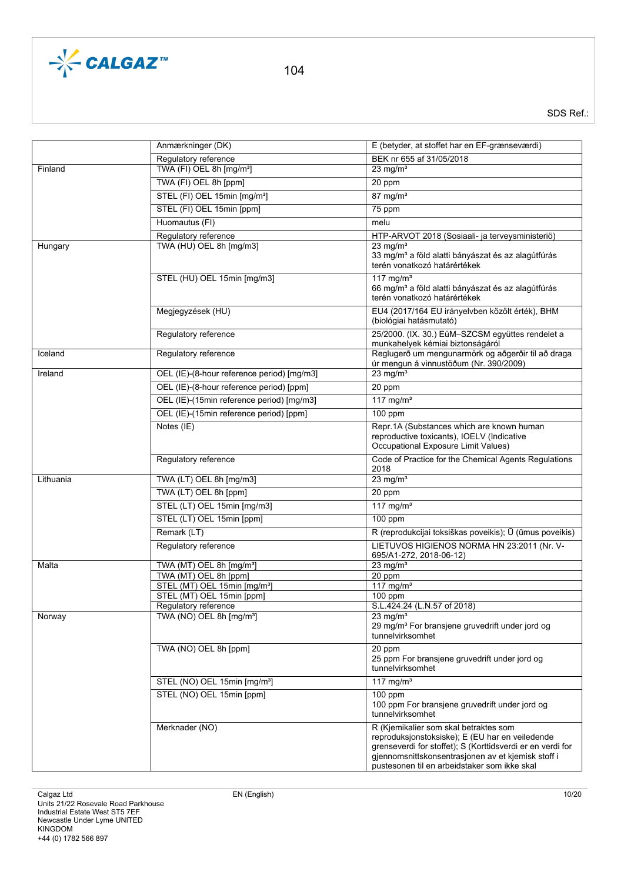|  |  |  |
|---|---|---|
|  | Anmærkninger (DK) | E (betyder, at stoffet har en EF-grænseværdi) |
|  | Regulatory reference | BEK nr 655 af 31/05/2018 |
| Finland | TWA (FI) OEL 8h [mg/m³] | 23 mg/m³ |
|  | TWA (FI) OEL 8h [ppm] | 20 ppm |
|  | STEL (FI) OEL 15min [mg/m³] | 87 mg/m³ |
|  | STEL (FI) OEL 15min [ppm] | 75 ppm |
|  | Huomautus (FI) | melu |
|  | Regulatory reference | HTP-ARVOT 2018 (Sosiaali- ja terveysministeriö) |
| Hungary | TWA (HU) OEL 8h [mg/m3] | 23 mg/m³<br>33 mg/m³ a föld alatti bányászat és az alagútfúrás terén vonatkozó határértékek |
|  | STEL (HU) OEL 15min [mg/m3] | 117 mg/m³<br>66 mg/m³ a föld alatti bányászat és az alagútfúrás terén vonatkozó határértékek |
|  | Megjegyzések (HU) | EU4 (2017/164 EU irányelvben közölt érték), BHM (biológiai hatásmutató) |
|  | Regulatory reference | 25/2000. (IX. 30.) EüM–SZCSM együttes rendelet a munkahelyek kémiai biztonságáról |
| Iceland | Regulatory reference | Reglugerð um mengunarmörk og aðgerðir til að draga úr mengun á vinnustöðum (Nr. 390/2009) |
| Ireland | OEL (IE)-(8-hour reference period) [mg/m3] | 23 mg/m³ |
|  | OEL (IE)-(8-hour reference period) [ppm] | 20 ppm |
|  | OEL (IE)-(15min reference period) [mg/m3] | 117 mg/m³ |
|  | OEL (IE)-(15min reference period) [ppm] | 100 ppm |
|  | Notes (IE) | Repr.1A (Substances which are known human reproductive toxicants), IOELV (Indicative Occupational Exposure Limit Values) |
|  | Regulatory reference | Code of Practice for the Chemical Agents Regulations 2018 |
| Lithuania | TWA (LT) OEL 8h [mg/m3] | 23 mg/m³ |
|  | TWA (LT) OEL 8h [ppm] | 20 ppm |
|  | STEL (LT) OEL 15min [mg/m3] | 117 mg/m³ |
|  | STEL (LT) OEL 15min [ppm] | 100 ppm |
|  | Remark (LT) | R (reprodukcijai toksiškas poveikis); Ū (ūmus poveikis) |
|  | Regulatory reference | LIETUVOS HIGIENOS NORMA HN 23:2011 (Nr. V-695/A1-272, 2018-06-12) |
| Malta | TWA (MT) OEL 8h [mg/m³] | 23 mg/m³ |
|  | TWA (MT) OEL 8h [ppm] | 20 ppm |
|  | STEL (MT) OEL 15min [mg/m³] | 117 mg/m³ |
|  | STEL (MT) OEL 15min [ppm] | 100 ppm |
|  | Regulatory reference | S.L.424.24 (L.N.57 of 2018) |
| Norway | TWA (NO) OEL 8h [mg/m³] | 23 mg/m³<br>29 mg/m³ For bransjene gruvedrift under jord og tunnelvirksomhet |
|  | TWA (NO) OEL 8h [ppm] | 20 ppm<br>25 ppm For bransjene gruvedrift under jord og tunnelvirksomhet |
|  | STEL (NO) OEL 15min [mg/m³] | 117 mg/m³ |
|  | STEL (NO) OEL 15min [ppm] | 100 ppm<br>100 ppm For bransjene gruvedrift under jord og tunnelvirksomhet |
|  | Merknader (NO) | R (Kjemikalier som skal betraktes som reproduksjonstoksiske); E (EU har en veiledende grenseverdi for stoffet); S (Korttidsverdi er en verdi for gjennomsnittskonsentrasjonen av et kjemisk stoff i pustesonen til en arbeidstaker som ikke skal |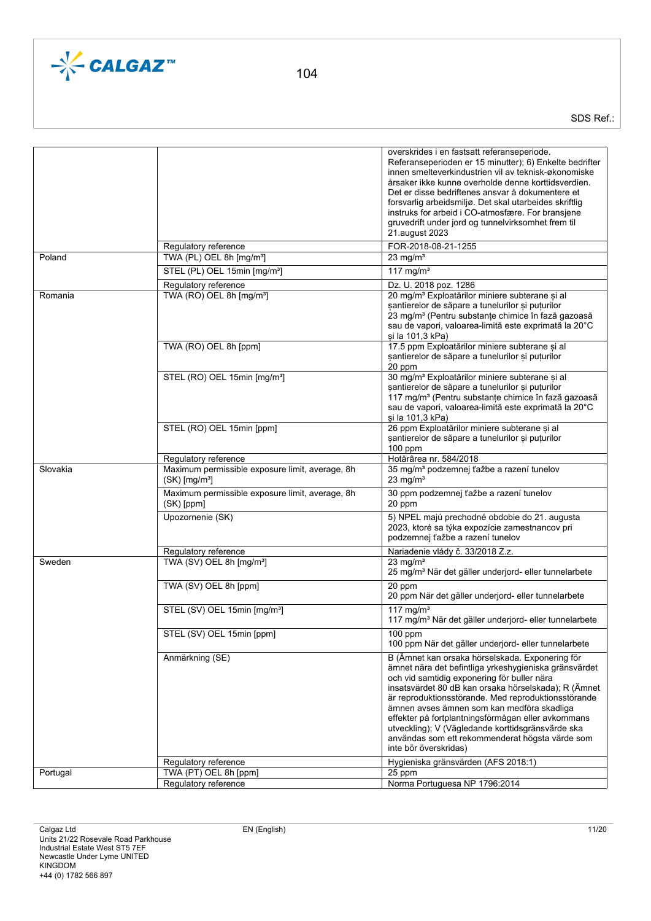| | | |
|---|---|---|
| | | overskrides i en fastsatt referanseperiode. Referanseperioden er 15 minutter); 6) Enkelte bedrifter innen smelteverkindustrien vil av teknisk-økonomiske årsaker ikke kunne overholde denne korttidsverdien. Det er disse bedriftenes ansvar å dokumentere et forsvarlig arbeidsmiljø. Det skal utarbeides skriftlig instruks for arbeid i CO-atmosfære. For bransjene gruvedrift under jord og tunnelvirksomhet frem til 21.august 2023 |
| | Regulatory reference | FOR-2018-08-21-1255 |
| Poland | TWA (PL) OEL 8h [mg/m³] | 23 mg/m³ |
| | STEL (PL) OEL 15min [mg/m³] | 117 mg/m³ |
| | Regulatory reference | Dz. U. 2018 poz. 1286 |
| Romania | TWA (RO) OEL 8h [mg/m³] | 20 mg/m³ Exploatărilor miniere subterane și al șantierelor de săpare a tunelurilor și puțurilor<br>23 mg/m³ (Pentru substanțe chimice în fază gazoasă sau de vapori, valoarea-limită este exprimată la 20°C și la 101,3 kPa) |
| | TWA (RO) OEL 8h [ppm] | 17.5 ppm Exploatărilor miniere subterane și al șantierelor de săpare a tunelurilor și puțurilor<br>20 ppm |
| | STEL (RO) OEL 15min [mg/m³] | 30 mg/m³ Exploatărilor miniere subterane și al șantierelor de săpare a tunelurilor și puțurilor<br>117 mg/m³ (Pentru substanțe chimice în fază gazoasă sau de vapori, valoarea-limită este exprimată la 20°C și la 101,3 kPa) |
| | STEL (RO) OEL 15min [ppm] | 26 ppm Exploatărilor miniere subterane și al șantierelor de săpare a tunelurilor și puțurilor<br>100 ppm |
| | Regulatory reference | Hotărârea nr. 584/2018 |
| Slovakia | Maximum permissible exposure limit, average, 8h (SK) [mg/m³] | 35 mg/m³ podzemnej ťažbe a razení tunelov<br>23 mg/m³ |
| | Maximum permissible exposure limit, average, 8h (SK) [ppm] | 30 ppm podzemnej ťažbe a razení tunelov<br>20 ppm |
| | Upozornenie (SK) | 5) NPEL majú prechodné obdobie do 21. augusta 2023, ktoré sa týka expozície zamestnancov pri podzemnej ťažbe a razení tunelov |
| | Regulatory reference | Nariadenie vlády č. 33/2018 Z.z. |
| Sweden | TWA (SV) OEL 8h [mg/m³] | 23 mg/m³<br>25 mg/m³ När det gäller underjord- eller tunnelarbete |
| | TWA (SV) OEL 8h [ppm] | 20 ppm<br>20 ppm När det gäller underjord- eller tunnelarbete |
| | STEL (SV) OEL 15min [mg/m³] | 117 mg/m³<br>117 mg/m³ När det gäller underjord- eller tunnelarbete |
| | STEL (SV) OEL 15min [ppm] | 100 ppm<br>100 ppm När det gäller underjord- eller tunnelarbete |
| | Anmärkning (SE) | B (Ämnet kan orsaka hörselskada. Exponering för ämnet nära det befintliga yrkeshygieniska gränsvärdet och vid samtidig exponering för buller nära insatsvärdet 80 dB kan orsaka hörselskada); R (Ämnet är reproduktionsstörande. Med reproduktionsstörande ämnen avses ämnen som kan medföra skadliga effekter på fortplantningsförmågan eller avkommans utveckling); V (Vägledande korttidsgränsvärde ska användas som ett rekommenderat högsta värde som inte bör överskridas) |
| | Regulatory reference | Hygieniska gränsvärden (AFS 2018:1) |
| Portugal | TWA (PT) OEL 8h [ppm] | 25 ppm |
| | Regulatory reference | Norma Portuguesa NP 1796:2014 |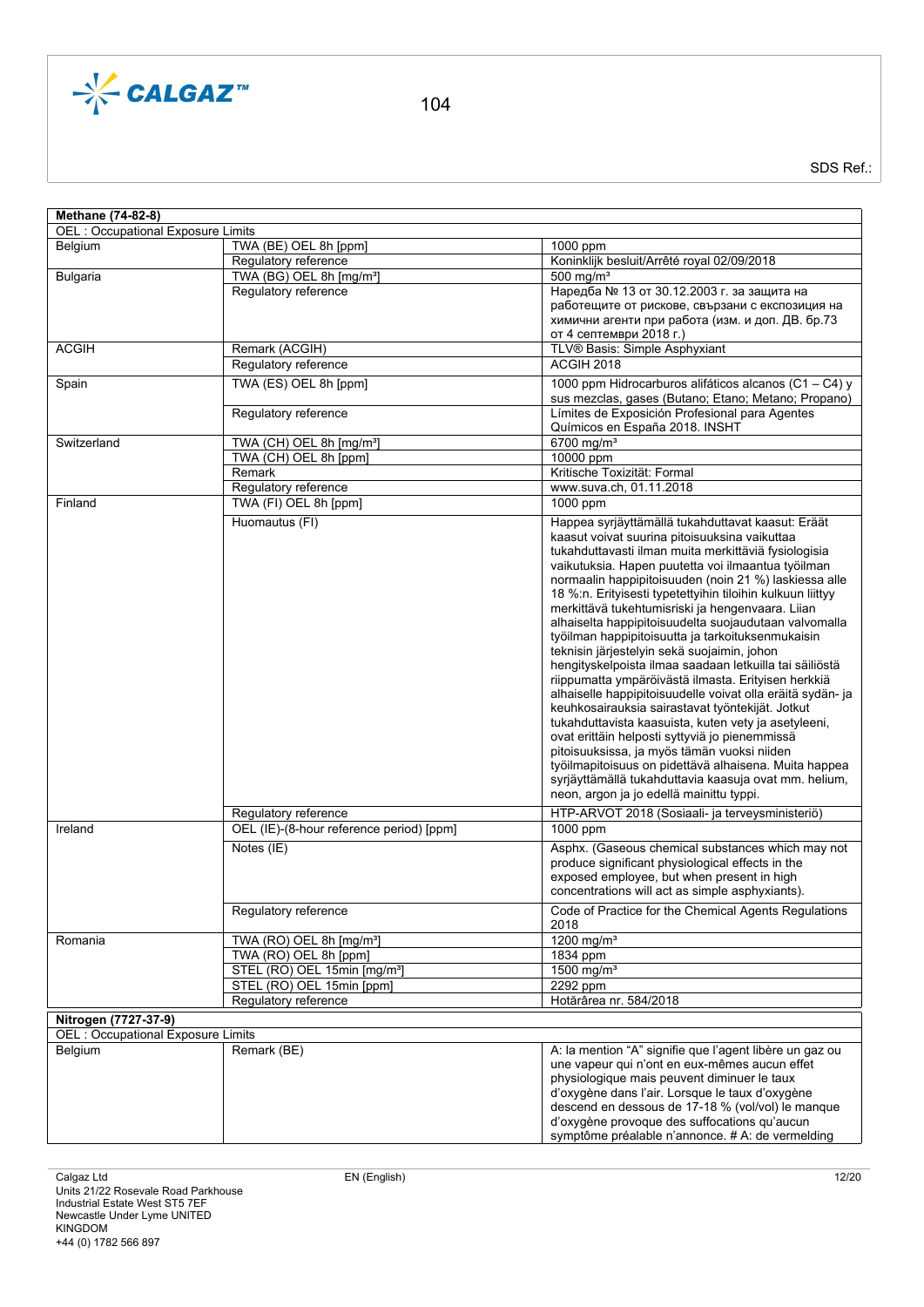| **Methane (74-82-8)** | | |
|---|---|---|
| OEL : Occupational Exposure Limits | | |
| Belgium | TWA (BE) OEL 8h [ppm] | 1000 ppm |
| | Regulatory reference | Koninklijk besluit/Arrêté royal 02/09/2018 |
| Bulgaria | TWA (BG) OEL 8h [mg/m³] | 500 mg/m³ |
| | Regulatory reference | Наредба № 13 от 30.12.2003 г. за защита на работещите от рискове, свързани с експозиция на химични агенти при работа (изм. и доп. ДВ. бр.73 от 4 септември 2018 г.) |
| ACGIH | Remark (ACGIH) | TLV® Basis: Simple Asphyxiant |
| | Regulatory reference | ACGIH 2018 |
| Spain | TWA (ES) OEL 8h [ppm] | 1000 ppm Hidrocarburos alifáticos alcanos (C1 – C4) y sus mezclas, gases (Butano; Etano; Metano; Propano) |
| | Regulatory reference | Límites de Exposición Profesional para Agentes Químicos en España 2018. INSHT |
| Switzerland | TWA (CH) OEL 8h [mg/m³] | 6700 mg/m³ |
| | TWA (CH) OEL 8h [ppm] | 10000 ppm |
| | Remark | Kritische Toxizität: Formal |
| | Regulatory reference | www.suva.ch, 01.11.2018 |
| Finland | TWA (FI) OEL 8h [ppm] | 1000 ppm |
| | Huomautus (FI) | Happea syrjäyttämällä tukahduttavat kaasut: Eräät kaasut voivat suurina pitoisuuksina vaikuttaa tukahduttavasti ilman muita merkittäviä fysiologisia vaikutuksia. Hapen puutetta voi ilmaantua työilman normaalin happipitoisuuden (noin 21 %) laskiessa alle 18 %:n. Erityisesti typetettyihin tiloihin kulkuun liittyy merkittävä tukehtumisriski ja hengenvaara. Liian alhaiselta happipitoisuudelta suojaudutaan valvomalla työilman happipitoisuutta ja tarkoituksenmukaisin teknisin järjestelyin sekä suojaimin, johon hengityskelpoista ilmaa saadaan letkuilla tai säiliöstä riippumatta ympäröivästä ilmasta. Erityisen herkkiä alhaiselle happipitoisuudelle voivat olla eräitä sydän- ja keuhkosairauksia sairastavat työntekijät. Jotkut tukahduttavista kaasuista, kuten vety ja asetyleeni, ovat erittäin helposti syttyviä jo pienemmissä pitoisuuksissa, ja myös tämän vuoksi niiden työilmapitoisuus on pidettävä alhaisena. Muita happea syrjäyttämällä tukahduttavia kaasuja ovat mm. helium, neon, argon ja jo edellä mainittu typpi. |
| | Regulatory reference | HTP-ARVOT 2018 (Sosiaali- ja terveysministeriö) |
| Ireland | OEL (IE)-(8-hour reference period) [ppm] | 1000 ppm |
| | Notes (IE) | Asphx. (Gaseous chemical substances which may not produce significant physiological effects in the exposed employee, but when present in high concentrations will act as simple asphyxiants). |
| | Regulatory reference | Code of Practice for the Chemical Agents Regulations 2018 |
| Romania | TWA (RO) OEL 8h [mg/m³] | 1200 mg/m³ |
| | TWA (RO) OEL 8h [ppm] | 1834 ppm |
| | STEL (RO) OEL 15min [mg/m³] | 1500 mg/m³ |
| | STEL (RO) OEL 15min [ppm] | 2292 ppm |
| | Regulatory reference | Hotărârea nr. 584/2018 |

| **Nitrogen (7727-37-9)** | | |
|---|---|---|
| OEL : Occupational Exposure Limits | | |
| Belgium | Remark (BE) | A: la mention "A" signifie que l'agent libère un gaz ou une vapeur qui n'ont en eux-mêmes aucun effet physiologique mais peuvent diminuer le taux d'oxygène dans l'air. Lorsque le taux d'oxygène descend en dessous de 17-18 % (vol/vol) le manque d'oxygène provoque des suffocations qu'aucun symptôme préalable n'annonce. # A: de vermelding |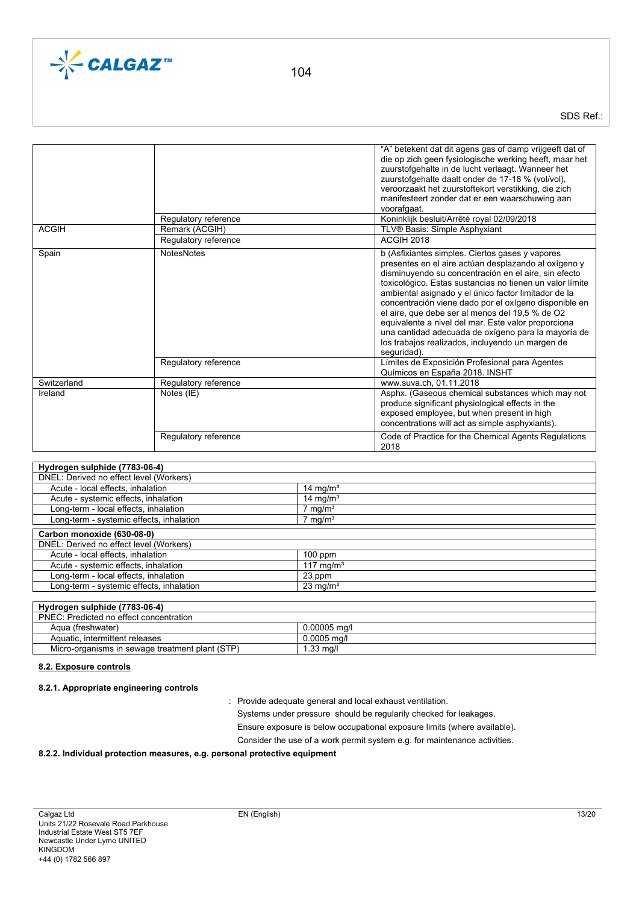| | | |
|---|---|---|
| | | "A" betekent dat dit agens gas of damp vrijgeeft dat of die op zich geen fysiologische werking heeft, maar het zuurstofgehalte in de lucht verlaagt. Wanneer het zuurstofgehalte daalt onder de 17-18 % (vol/vol), veroorzaakt het zuurstoftekort verstikking, die zich manifesteert zonder dat er een waarschuwing aan voorafgaat. |
| | Regulatory reference | Koninklijk besluit/Arrêté royal 02/09/2018 |
| ACGIH | Remark (ACGIH) | TLV® Basis: Simple Asphyxiant |
| | Regulatory reference | ACGIH 2018 |
| Spain | NotesNotes | b (Asfixiantes simples. Ciertos gases y vapores presentes en el aire actúan desplazando al oxígeno y disminuyendo su concentración en el aire, sin efecto toxicológico. Estas sustancias no tienen un valor límite ambiental asignado y el único factor limitador de la concentración viene dado por el oxígeno disponible en el aire, que debe ser al menos del 19,5 % de O2 equivalente a nivel del mar. Este valor proporciona una cantidad adecuada de oxígeno para la mayoría de los trabajos realizados, incluyendo un margen de seguridad). |
| | Regulatory reference | Límites de Exposición Profesional para Agentes Químicos en España 2018. INSHT |
| Switzerland | Regulatory reference | www.suva.ch, 01.11.2018 |
| Ireland | Notes (IE) | Asphx. (Gaseous chemical substances which may not produce significant physiological effects in the exposed employee, but when present in high concentrations will act as simple asphyxiants). |
| | Regulatory reference | Code of Practice for the Chemical Agents Regulations 2018 |

| **Hydrogen sulphide (7783-06-4)** | |
|---|---|
| DNEL: Derived no effect level (Workers) | |
| Acute - local effects, inhalation | 14 mg/m³ |
| Acute - systemic effects, inhalation | 14 mg/m³ |
| Long-term - local effects, inhalation | 7 mg/m³ |
| Long-term - systemic effects, inhalation | 7 mg/m³ |
| **Carbon monoxide (630-08-0)** | |
| DNEL: Derived no effect level (Workers) | |
| Acute - local effects, inhalation | 100 ppm |
| Acute - systemic effects, inhalation | 117 mg/m³ |
| Long-term - local effects, inhalation | 23 ppm |
| Long-term - systemic effects, inhalation | 23 mg/m³ |

| **Hydrogen sulphide (7783-06-4)** | |
|---|---|
| PNEC: Predicted no effect concentration | |
| Aqua (freshwater) | 0.00005 mg/l |
| Aquatic, intermittent releases | 0.0005 mg/l |
| Micro-organisms in sewage treatment plant (STP) | 1.33 mg/l |

## 8.2. Exposure controls

### 8.2.1. Appropriate engineering controls

: Provide adequate general and local exhaust ventilation.
Systems under pressure should be regularily checked for leakages.
Ensure exposure is below occupational exposure limits (where available).
Consider the use of a work permit system e.g. for maintenance activities.

### 8.2.2. Individual protection measures, e.g. personal protective equipment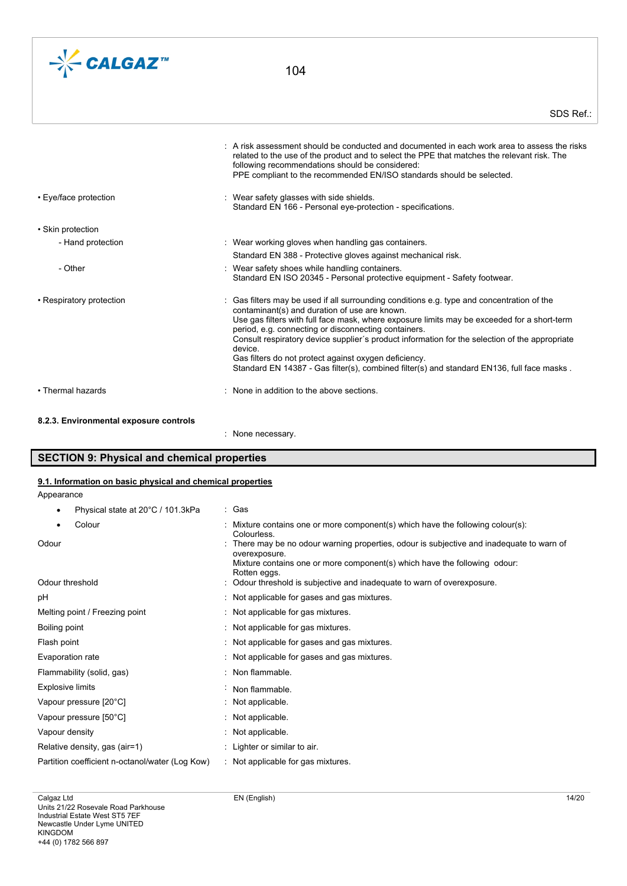: A risk assessment should be conducted and documented in each work area to assess the risks related to the use of the product and to select the PPE that matches the relevant risk. The following recommendations should be considered:
PPE compliant to the recommended EN/ISO standards should be selected.

| | |
|---|---|
| • Eye/face protection | : Wear safety glasses with side shields. Standard EN 166 - Personal eye-protection - specifications. |
| • Skin protection | |
| - Hand protection | : Wear working gloves when handling gas containers. Standard EN 388 - Protective gloves against mechanical risk. |
| - Other | : Wear safety shoes while handling containers. Standard EN ISO 20345 - Personal protective equipment - Safety footwear. |
| • Respiratory protection | : Gas filters may be used if all surrounding conditions e.g. type and concentration of the contaminant(s) and duration of use are known. Use gas filters with full face mask, where exposure limits may be exceeded for a short-term period, e.g. connecting or disconnecting containers. Consult respiratory device supplier´s product information for the selection of the appropriate device. Gas filters do not protect against oxygen deficiency. Standard EN 14387 - Gas filter(s), combined filter(s) and standard EN136, full face masks . |
| • Thermal hazards | : None in addition to the above sections. |

**8.2.3. Environmental exposure controls**

: None necessary.

## SECTION 9: Physical and chemical properties

### 9.1. Information on basic physical and chemical properties

Appearance

| | |
|---|---|
| • Physical state at 20°C / 101.3kPa | : Gas |
| • Colour | : Mixture contains one or more component(s) which have the following colour(s): Colourless. |
| Odour | : There may be no odour warning properties, odour is subjective and inadequate to warn of overexposure. Mixture contains one or more component(s) which have the following odour: Rotten eggs. |
| Odour threshold | : Odour threshold is subjective and inadequate to warn of overexposure. |
| pH | : Not applicable for gases and gas mixtures. |
| Melting point / Freezing point | : Not applicable for gas mixtures. |
| Boiling point | : Not applicable for gas mixtures. |
| Flash point | : Not applicable for gases and gas mixtures. |
| Evaporation rate | : Not applicable for gases and gas mixtures. |
| Flammability (solid, gas) | : Non flammable. |
| Explosive limits | : Non flammable. |
| Vapour pressure [20°C] | : Not applicable. |
| Vapour pressure [50°C] | : Not applicable. |
| Vapour density | : Not applicable. |
| Relative density, gas (air=1) | : Lighter or similar to air. |
| Partition coefficient n-octanol/water (Log Kow) | : Not applicable for gas mixtures. |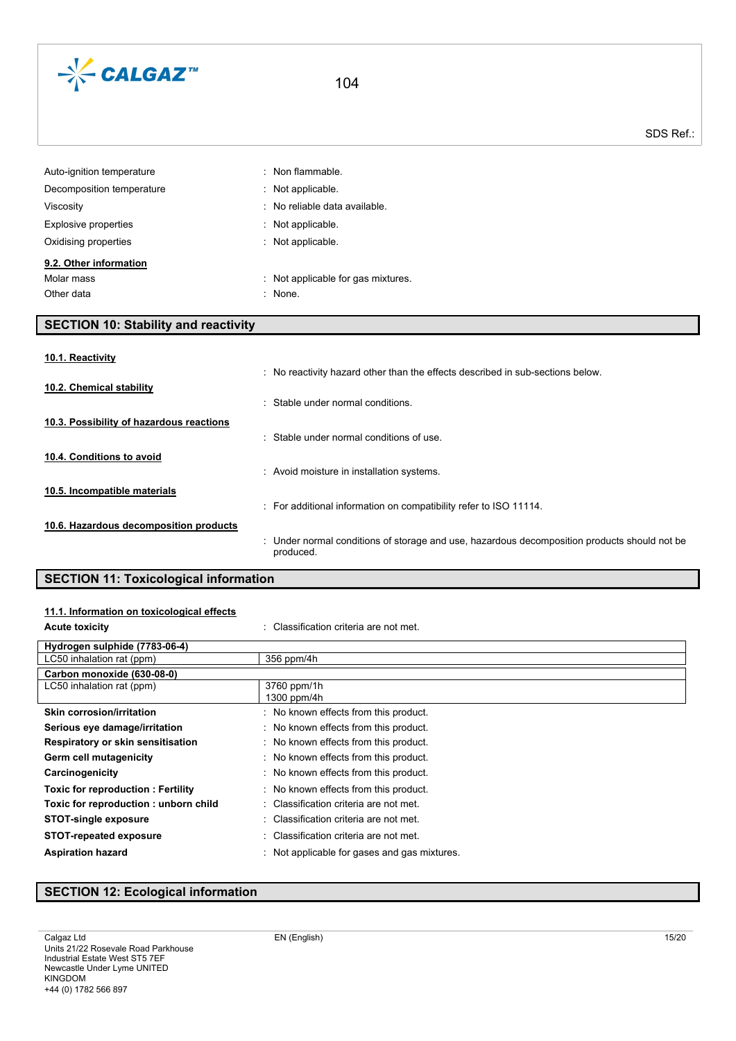| | |
|---|---|
| Auto-ignition temperature | : Non flammable. |
| Decomposition temperature | : Not applicable. |
| Viscosity | : No reliable data available. |
| Explosive properties | : Not applicable. |
| Oxidising properties | : Not applicable. |

### 9.2. Other information

| | |
|---|---|
| Molar mass | : Not applicable for gas mixtures. |
| Other data | : None. |

## SECTION 10: Stability and reactivity

### 10.1. Reactivity

: No reactivity hazard other than the effects described in sub-sections below.

### 10.2. Chemical stability

: Stable under normal conditions.

### 10.3. Possibility of hazardous reactions

: Stable under normal conditions of use.

### 10.4. Conditions to avoid

: Avoid moisture in installation systems.

### 10.5. Incompatible materials

: For additional information on compatibility refer to ISO 11114.

### 10.6. Hazardous decomposition products

: Under normal conditions of storage and use, hazardous decomposition products should not be produced.

## SECTION 11: Toxicological information

### 11.1. Information on toxicological effects

**Acute toxicity** : Classification criteria are not met.

| **Hydrogen sulphide (7783-06-4)** | |
|---|---|
| LC50 inhalation rat (ppm) | 356 ppm/4h |
| **Carbon monoxide (630-08-0)** | |
| LC50 inhalation rat (ppm) | 3760 ppm/1h<br>1300 ppm/4h |

| | |
|---|---|
| **Skin corrosion/irritation** | : No known effects from this product. |
| **Serious eye damage/irritation** | : No known effects from this product. |
| **Respiratory or skin sensitisation** | : No known effects from this product. |
| **Germ cell mutagenicity** | : No known effects from this product. |
| **Carcinogenicity** | : No known effects from this product. |
| **Toxic for reproduction : Fertility** | : No known effects from this product. |
| **Toxic for reproduction : unborn child** | : Classification criteria are not met. |
| **STOT-single exposure** | : Classification criteria are not met. |
| **STOT-repeated exposure** | : Classification criteria are not met. |
| **Aspiration hazard** | : Not applicable for gases and gas mixtures. |

## SECTION 12: Ecological information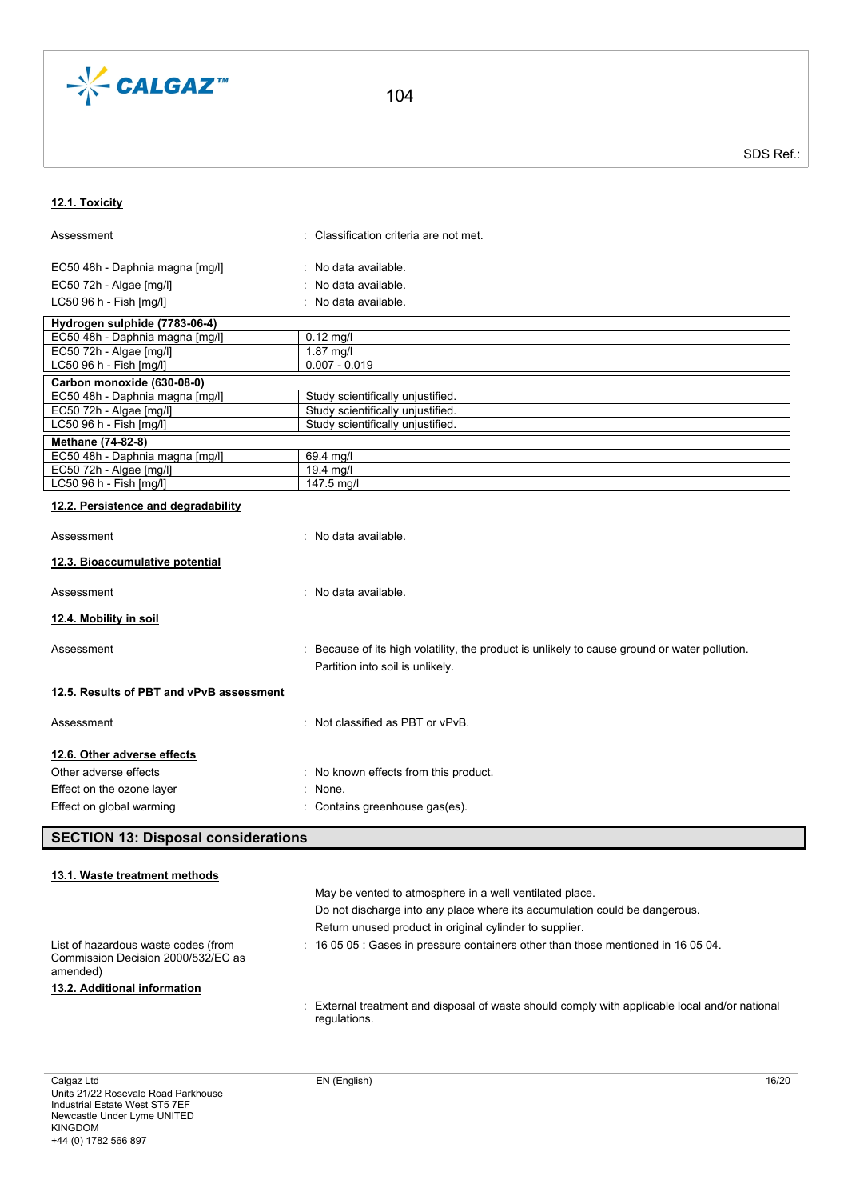#### 12.1. Toxicity

| | |
|---|---|
| Assessment | : Classification criteria are not met. |
| EC50 48h - Daphnia magna [mg/l] | : No data available. |
| EC50 72h - Algae [mg/l] | : No data available. |
| LC50 96 h - Fish [mg/l] | : No data available. |

| Hydrogen sulphide (7783-06-4) | |
|---|---|
| EC50 48h - Daphnia magna [mg/l] | 0.12 mg/l |
| EC50 72h - Algae [mg/l] | 1.87 mg/l |
| LC50 96 h - Fish [mg/l] | 0.007 - 0.019 |

| Carbon monoxide (630-08-0) | |
|---|---|
| EC50 48h - Daphnia magna [mg/l] | Study scientifically unjustified. |
| EC50 72h - Algae [mg/l] | Study scientifically unjustified. |
| LC50 96 h - Fish [mg/l] | Study scientifically unjustified. |

| Methane (74-82-8) | |
|---|---|
| EC50 48h - Daphnia magna [mg/l] | 69.4 mg/l |
| EC50 72h - Algae [mg/l] | 19.4 mg/l |
| LC50 96 h - Fish [mg/l] | 147.5 mg/l |

#### 12.2. Persistence and degradability

Assessment : No data available.

#### 12.3. Bioaccumulative potential

Assessment : No data available.

#### 12.4. Mobility in soil

Assessment : Because of its high volatility, the product is unlikely to cause ground or water pollution. Partition into soil is unlikely.

#### 12.5. Results of PBT and vPvB assessment

Assessment : Not classified as PBT or vPvB.

#### 12.6. Other adverse effects

| | |
|---|---|
| Other adverse effects | : No known effects from this product. |
| Effect on the ozone layer | : None. |
| Effect on global warming | : Contains greenhouse gas(es). |

## SECTION 13: Disposal considerations

#### 13.1. Waste treatment methods

May be vented to atmosphere in a well ventilated place.
Do not discharge into any place where its accumulation could be dangerous.
Return unused product in original cylinder to supplier.

List of hazardous waste codes (from Commission Decision 2000/532/EC as amended) : 16 05 05 : Gases in pressure containers other than those mentioned in 16 05 04.

#### 13.2. Additional information

: External treatment and disposal of waste should comply with applicable local and/or national regulations.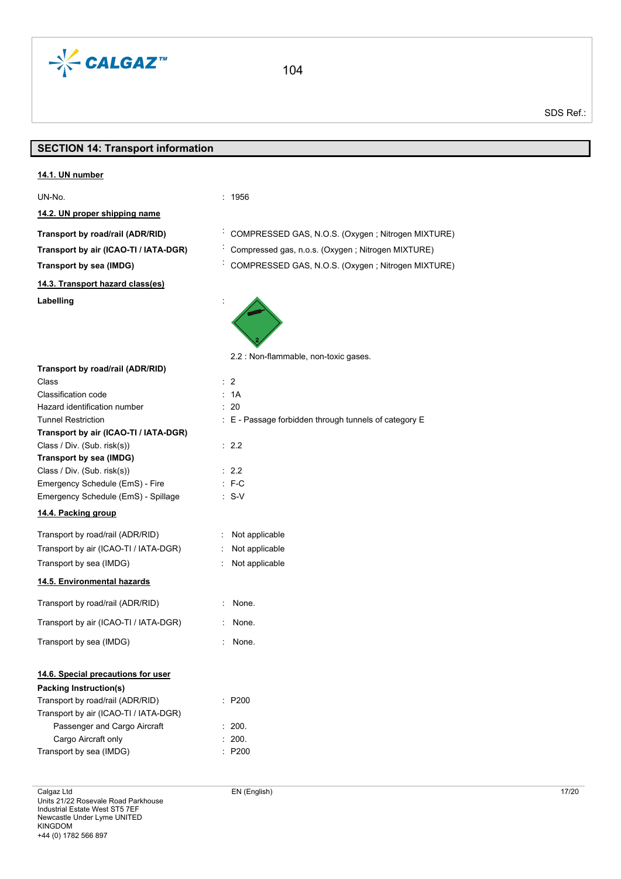## SECTION 14: Transport information

### 14.1. UN number

| | |
|---|---|
| UN-No. | : 1956 |

### 14.2. UN proper shipping name

| | |
|---|---|
| **Transport by road/rail (ADR/RID)** | : COMPRESSED GAS, N.O.S. (Oxygen ; Nitrogen MIXTURE) |
| **Transport by air (ICAO-TI / IATA-DGR)** | : Compressed gas, n.o.s. (Oxygen ; Nitrogen MIXTURE) |
| **Transport by sea (IMDG)** | : COMPRESSED GAS, N.O.S. (Oxygen ; Nitrogen MIXTURE) |

### 14.3. Transport hazard class(es)

**Labelling** :

2.2 : Non-flammable, non-toxic gases.

| | |
|---|---|
| **Transport by road/rail (ADR/RID)** | |
| Class | : 2 |
| Classification code | : 1A |
| Hazard identification number | : 20 |
| Tunnel Restriction | : E - Passage forbidden through tunnels of category E |
| **Transport by air (ICAO-TI / IATA-DGR)** | |
| Class / Div. (Sub. risk(s)) | : 2.2 |
| **Transport by sea (IMDG)** | |
| Class / Div. (Sub. risk(s)) | : 2.2 |
| Emergency Schedule (EmS) - Fire | : F-C |
| Emergency Schedule (EmS) - Spillage | : S-V |

### 14.4. Packing group

| | |
|---|---|
| Transport by road/rail (ADR/RID) | : Not applicable |
| Transport by air (ICAO-TI / IATA-DGR) | : Not applicable |
| Transport by sea (IMDG) | : Not applicable |

### 14.5. Environmental hazards

| | |
|---|---|
| Transport by road/rail (ADR/RID) | : None. |
| Transport by air (ICAO-TI / IATA-DGR) | : None. |
| Transport by sea (IMDG) | : None. |

### 14.6. Special precautions for user

**Packing Instruction(s)**

| | |
|---|---|
| Transport by road/rail (ADR/RID) | : P200 |
| Transport by air (ICAO-TI / IATA-DGR) | |
| Passenger and Cargo Aircraft | : 200. |
| Cargo Aircraft only | : 200. |
| Transport by sea (IMDG) | : P200 |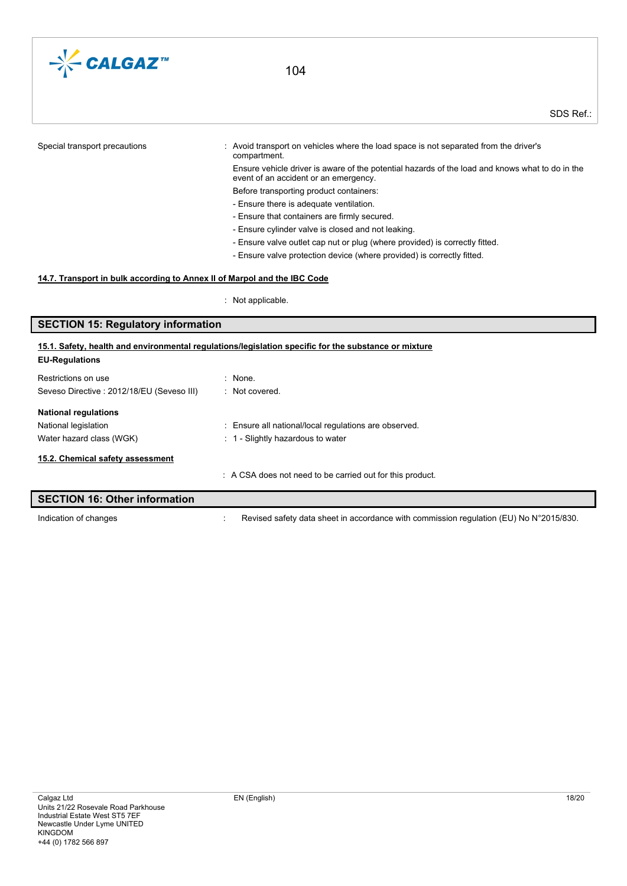| | |
|---|---|
| Special transport precautions | : Avoid transport on vehicles where the load space is not separated from the driver's compartment.<br>Ensure vehicle driver is aware of the potential hazards of the load and knows what to do in the event of an accident or an emergency.<br>Before transporting product containers:<br>- Ensure there is adequate ventilation.<br>- Ensure that containers are firmly secured.<br>- Ensure cylinder valve is closed and not leaking.<br>- Ensure valve outlet cap nut or plug (where provided) is correctly fitted.<br>- Ensure valve protection device (where provided) is correctly fitted. |

#### 14.7. Transport in bulk according to Annex II of Marpol and the IBC Code

: Not applicable.

## SECTION 15: Regulatory information

#### 15.1. Safety, health and environmental regulations/legislation specific for the substance or mixture

**EU-Regulations**

| | |
|---|---|
| Restrictions on use | : None. |
| Seveso Directive : 2012/18/EU (Seveso III) | : Not covered. |

**National regulations**

| | |
|---|---|
| National legislation | : Ensure all national/local regulations are observed. |
| Water hazard class (WGK) | : 1 - Slightly hazardous to water |

#### 15.2. Chemical safety assessment

: A CSA does not need to be carried out for this product.

## SECTION 16: Other information

| | |
|---|---|
| Indication of changes | : Revised safety data sheet in accordance with commission regulation (EU) No N°2015/830. |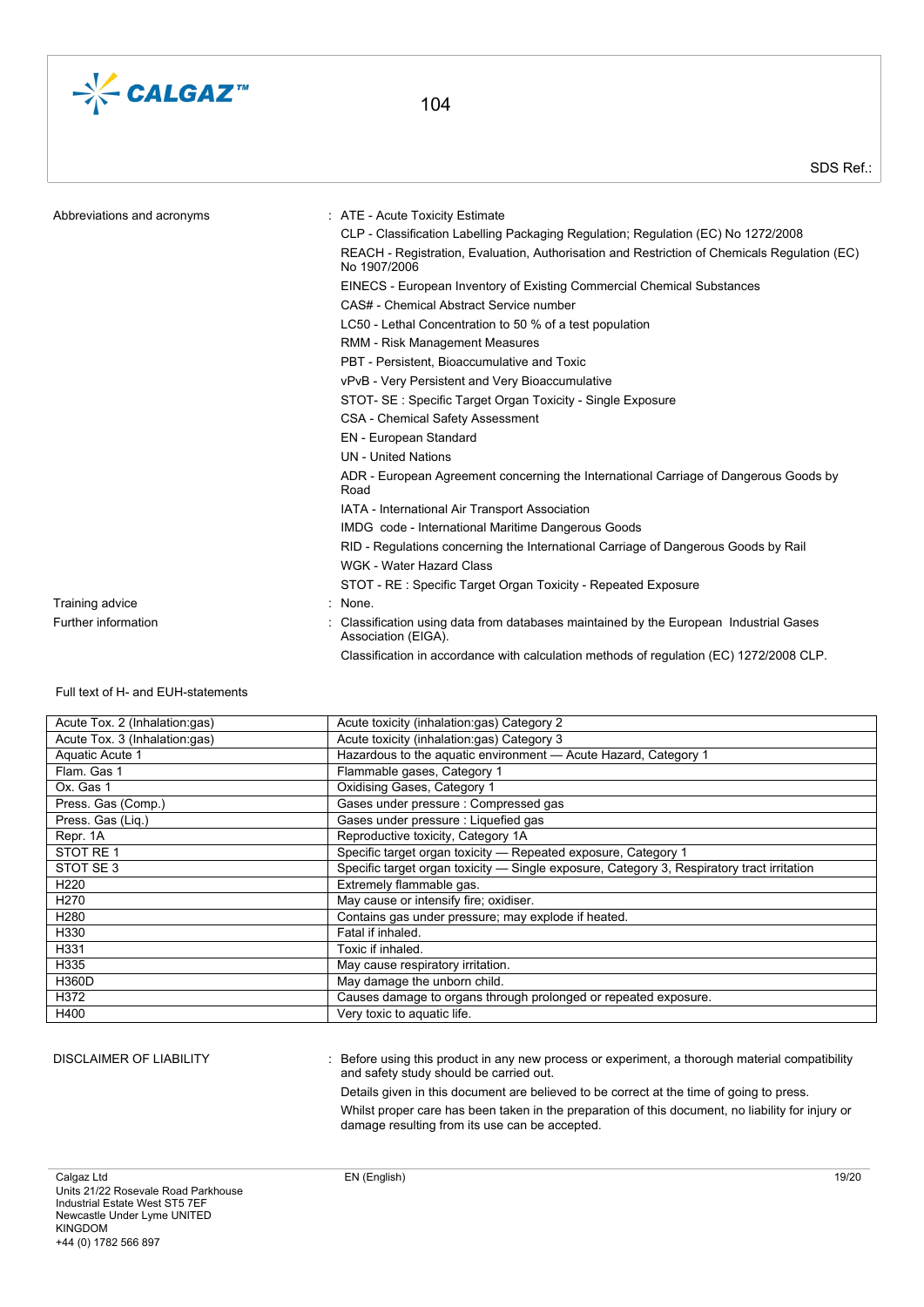Abbreviations and acronyms : ATE - Acute Toxicity Estimate

CLP - Classification Labelling Packaging Regulation; Regulation (EC) No 1272/2008

REACH - Registration, Evaluation, Authorisation and Restriction of Chemicals Regulation (EC) No 1907/2006

EINECS - European Inventory of Existing Commercial Chemical Substances

CAS# - Chemical Abstract Service number

LC50 - Lethal Concentration to 50 % of a test population

RMM - Risk Management Measures

PBT - Persistent, Bioaccumulative and Toxic

vPvB - Very Persistent and Very Bioaccumulative

STOT- SE : Specific Target Organ Toxicity - Single Exposure

CSA - Chemical Safety Assessment

EN - European Standard

UN - United Nations

ADR - European Agreement concerning the International Carriage of Dangerous Goods by Road

IATA - International Air Transport Association

IMDG code - International Maritime Dangerous Goods

RID - Regulations concerning the International Carriage of Dangerous Goods by Rail

WGK - Water Hazard Class

STOT - RE : Specific Target Organ Toxicity - Repeated Exposure

Training advice : None.

Further information : Classification using data from databases maintained by the European Industrial Gases Association (EIGA).

Classification in accordance with calculation methods of regulation (EC) 1272/2008 CLP.

Full text of H- and EUH-statements

| | |
|---|---|
| Acute Tox. 2 (Inhalation:gas) | Acute toxicity (inhalation:gas) Category 2 |
| Acute Tox. 3 (Inhalation:gas) | Acute toxicity (inhalation:gas) Category 3 |
| Aquatic Acute 1 | Hazardous to the aquatic environment — Acute Hazard, Category 1 |
| Flam. Gas 1 | Flammable gases, Category 1 |
| Ox. Gas 1 | Oxidising Gases, Category 1 |
| Press. Gas (Comp.) | Gases under pressure : Compressed gas |
| Press. Gas (Liq.) | Gases under pressure : Liquefied gas |
| Repr. 1A | Reproductive toxicity, Category 1A |
| STOT RE 1 | Specific target organ toxicity — Repeated exposure, Category 1 |
| STOT SE 3 | Specific target organ toxicity — Single exposure, Category 3, Respiratory tract irritation |
| H220 | Extremely flammable gas. |
| H270 | May cause or intensify fire; oxidiser. |
| H280 | Contains gas under pressure; may explode if heated. |
| H330 | Fatal if inhaled. |
| H331 | Toxic if inhaled. |
| H335 | May cause respiratory irritation. |
| H360D | May damage the unborn child. |
| H372 | Causes damage to organs through prolonged or repeated exposure. |
| H400 | Very toxic to aquatic life. |

DISCLAIMER OF LIABILITY : Before using this product in any new process or experiment, a thorough material compatibility and safety study should be carried out.

Details given in this document are believed to be correct at the time of going to press.

Whilst proper care has been taken in the preparation of this document, no liability for injury or damage resulting from its use can be accepted.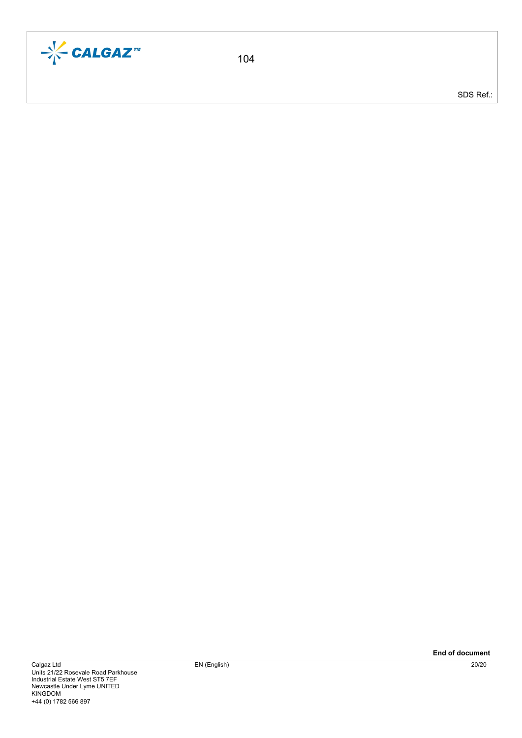**End of document**